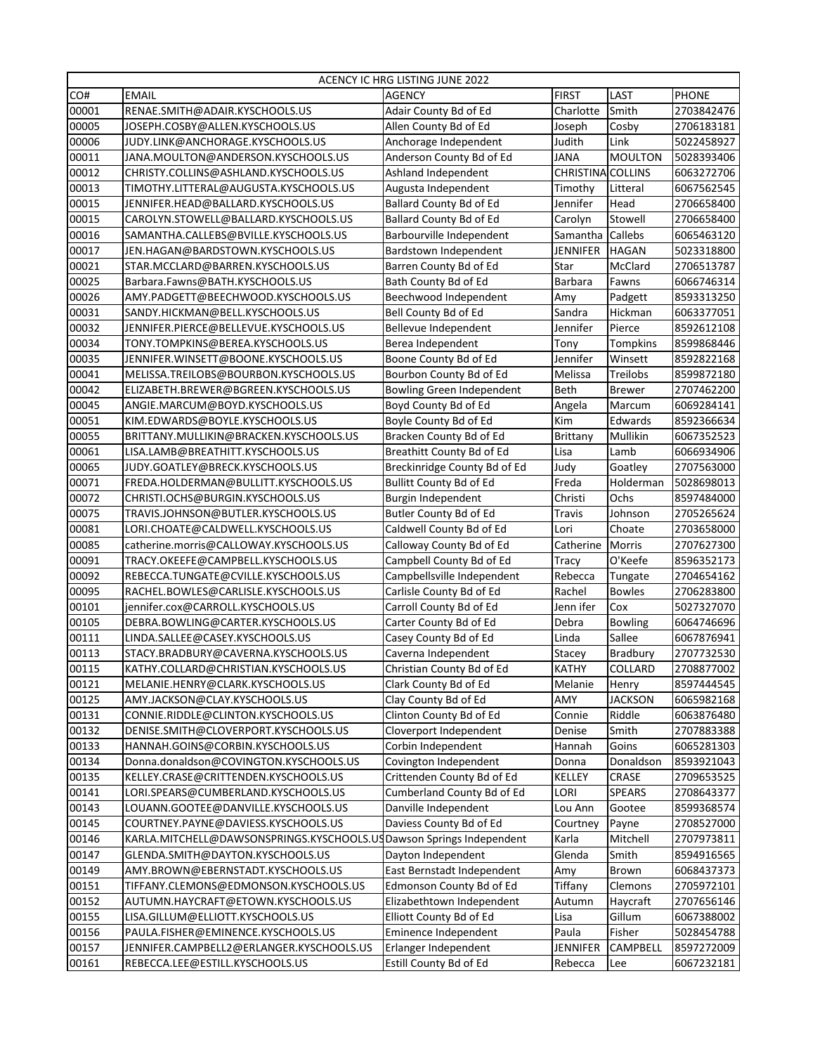| ACENCY IC HRG LISTING JUNE 2022 | | | | | |
|---|---|---|---|---|---|
| CO# | EMAIL | AGENCY | FIRST | LAST | PHONE |
| 00001 | RENAE.SMITH@ADAIR.KYSCHOOLS.US | Adair County Bd of Ed | Charlotte | Smith | 2703842476 |
| 00005 | JOSEPH.COSBY@ALLEN.KYSCHOOLS.US | Allen County Bd of Ed | Joseph | Cosby | 2706183181 |
| 00006 | JUDY.LINK@ANCHORAGE.KYSCHOOLS.US | Anchorage Independent | Judith | Link | 5022458927 |
| 00011 | JANA.MOULTON@ANDERSON.KYSCHOOLS.US | Anderson County Bd of Ed | JANA | MOULTON | 5028393406 |
| 00012 | CHRISTY.COLLINS@ASHLAND.KYSCHOOLS.US | Ashland Independent | CHRISTINA | COLLINS | 6063272706 |
| 00013 | TIMOTHY.LITTERAL@AUGUSTA.KYSCHOOLS.US | Augusta Independent | Timothy | Litteral | 6067562545 |
| 00015 | JENNIFER.HEAD@BALLARD.KYSCHOOLS.US | Ballard County Bd of Ed | Jennifer | Head | 2706658400 |
| 00015 | CAROLYN.STOWELL@BALLARD.KYSCHOOLS.US | Ballard County Bd of Ed | Carolyn | Stowell | 2706658400 |
| 00016 | SAMANTHA.CALLEBS@BVILLE.KYSCHOOLS.US | Barbourville Independent | Samantha | Callebs | 6065463120 |
| 00017 | JEN.HAGAN@BARDSTOWN.KYSCHOOLS.US | Bardstown Independent | JENNIFER | HAGAN | 5023318800 |
| 00021 | STAR.MCCLARD@BARREN.KYSCHOOLS.US | Barren County Bd of Ed | Star | McClard | 2706513787 |
| 00025 | Barbara.Fawns@BATH.KYSCHOOLS.US | Bath County Bd of Ed | Barbara | Fawns | 6066746314 |
| 00026 | AMY.PADGETT@BEECHWOOD.KYSCHOOLS.US | Beechwood Independent | Amy | Padgett | 8593313250 |
| 00031 | SANDY.HICKMAN@BELL.KYSCHOOLS.US | Bell County Bd of Ed | Sandra | Hickman | 6063377051 |
| 00032 | JENNIFER.PIERCE@BELLEVUE.KYSCHOOLS.US | Bellevue Independent | Jennifer | Pierce | 8592612108 |
| 00034 | TONY.TOMPKINS@BEREA.KYSCHOOLS.US | Berea Independent | Tony | Tompkins | 8599868446 |
| 00035 | JENNIFER.WINSETT@BOONE.KYSCHOOLS.US | Boone County Bd of Ed | Jennifer | Winsett | 8592822168 |
| 00041 | MELISSA.TREILOBS@BOURBON.KYSCHOOLS.US | Bourbon County Bd of Ed | Melissa | Treilobs | 8599872180 |
| 00042 | ELIZABETH.BREWER@BGREEN.KYSCHOOLS.US | Bowling Green Independent | Beth | Brewer | 2707462200 |
| 00045 | ANGIE.MARCUM@BOYD.KYSCHOOLS.US | Boyd County Bd of Ed | Angela | Marcum | 6069284141 |
| 00051 | KIM.EDWARDS@BOYLE.KYSCHOOLS.US | Boyle County Bd of Ed | Kim | Edwards | 8592366634 |
| 00055 | BRITTANY.MULLIKIN@BRACKEN.KYSCHOOLS.US | Bracken County Bd of Ed | Brittany | Mullikin | 6067352523 |
| 00061 | LISA.LAMB@BREATHITT.KYSCHOOLS.US | Breathitt County Bd of Ed | Lisa | Lamb | 6066934906 |
| 00065 | JUDY.GOATLEY@BRECK.KYSCHOOLS.US | Breckinridge County Bd of Ed | Judy | Goatley | 2707563000 |
| 00071 | FREDA.HOLDERMAN@BULLITT.KYSCHOOLS.US | Bullitt County Bd of Ed | Freda | Holderman | 5028698013 |
| 00072 | CHRISTI.OCHS@BURGIN.KYSCHOOLS.US | Burgin Independent | Christi | Ochs | 8597484000 |
| 00075 | TRAVIS.JOHNSON@BUTLER.KYSCHOOLS.US | Butler County Bd of Ed | Travis | Johnson | 2705265624 |
| 00081 | LORI.CHOATE@CALDWELL.KYSCHOOLS.US | Caldwell County Bd of Ed | Lori | Choate | 2703658000 |
| 00085 | catherine.morris@CALLOWAY.KYSCHOOLS.US | Calloway County Bd of Ed | Catherine | Morris | 2707627300 |
| 00091 | TRACY.OKEEFE@CAMPBELL.KYSCHOOLS.US | Campbell County Bd of Ed | Tracy | O'Keefe | 8596352173 |
| 00092 | REBECCA.TUNGATE@CVILLE.KYSCHOOLS.US | Campbellsville Independent | Rebecca | Tungate | 2704654162 |
| 00095 | RACHEL.BOWLES@CARLISLE.KYSCHOOLS.US | Carlisle County Bd of Ed | Rachel | Bowles | 2706283800 |
| 00101 | jennifer.cox@CARROLL.KYSCHOOLS.US | Carroll County Bd of Ed | Jenn ifer | Cox | 5027327070 |
| 00105 | DEBRA.BOWLING@CARTER.KYSCHOOLS.US | Carter County Bd of Ed | Debra | Bowling | 6064746696 |
| 00111 | LINDA.SALLEE@CASEY.KYSCHOOLS.US | Casey County Bd of Ed | Linda | Sallee | 6067876941 |
| 00113 | STACY.BRADBURY@CAVERNA.KYSCHOOLS.US | Caverna Independent | Stacey | Bradbury | 2707732530 |
| 00115 | KATHY.COLLARD@CHRISTIAN.KYSCHOOLS.US | Christian County Bd of Ed | KATHY | COLLARD | 2708877002 |
| 00121 | MELANIE.HENRY@CLARK.KYSCHOOLS.US | Clark County Bd of Ed | Melanie | Henry | 8597444545 |
| 00125 | AMY.JACKSON@CLAY.KYSCHOOLS.US | Clay County Bd of Ed | AMY | JACKSON | 6065982168 |
| 00131 | CONNIE.RIDDLE@CLINTON.KYSCHOOLS.US | Clinton County Bd of Ed | Connie | Riddle | 6063876480 |
| 00132 | DENISE.SMITH@CLOVERPORT.KYSCHOOLS.US | Cloverport Independent | Denise | Smith | 2707883388 |
| 00133 | HANNAH.GOINS@CORBIN.KYSCHOOLS.US | Corbin Independent | Hannah | Goins | 6065281303 |
| 00134 | Donna.donaldson@COVINGTON.KYSCHOOLS.US | Covington Independent | Donna | Donaldson | 8593921043 |
| 00135 | KELLEY.CRASE@CRITTENDEN.KYSCHOOLS.US | Crittenden County Bd of Ed | KELLEY | CRASE | 2709653525 |
| 00141 | LORI.SPEARS@CUMBERLAND.KYSCHOOLS.US | Cumberland County Bd of Ed | LORI | SPEARS | 2708643377 |
| 00143 | LOUANN.GOOTEE@DANVILLE.KYSCHOOLS.US | Danville Independent | Lou Ann | Gootee | 8599368574 |
| 00145 | COURTNEY.PAYNE@DAVIESS.KYSCHOOLS.US | Daviess County Bd of Ed | Courtney | Payne | 2708527000 |
| 00146 | KARLA.MITCHELL@DAWSONSPRINGS.KYSCHOOLS.US | Dawson Springs Independent | Karla | Mitchell | 2707973811 |
| 00147 | GLENDA.SMITH@DAYTON.KYSCHOOLS.US | Dayton Independent | Glenda | Smith | 8594916565 |
| 00149 | AMY.BROWN@EBERNSTADT.KYSCHOOLS.US | East Bernstadt Independent | Amy | Brown | 6068437373 |
| 00151 | TIFFANY.CLEMONS@EDMONSON.KYSCHOOLS.US | Edmonson County Bd of Ed | Tiffany | Clemons | 2705972101 |
| 00152 | AUTUMN.HAYCRAFT@ETOWN.KYSCHOOLS.US | Elizabethtown Independent | Autumn | Haycraft | 2707656146 |
| 00155 | LISA.GILLUM@ELLIOTT.KYSCHOOLS.US | Elliott County Bd of Ed | Lisa | Gillum | 6067388002 |
| 00156 | PAULA.FISHER@EMINENCE.KYSCHOOLS.US | Eminence Independent | Paula | Fisher | 5028454788 |
| 00157 | JENNIFER.CAMPBELL2@ERLANGER.KYSCHOOLS.US | Erlanger Independent | JENNIFER | CAMPBELL | 8597272009 |
| 00161 | REBECCA.LEE@ESTILL.KYSCHOOLS.US | Estill County Bd of Ed | Rebecca | Lee | 6067232181 |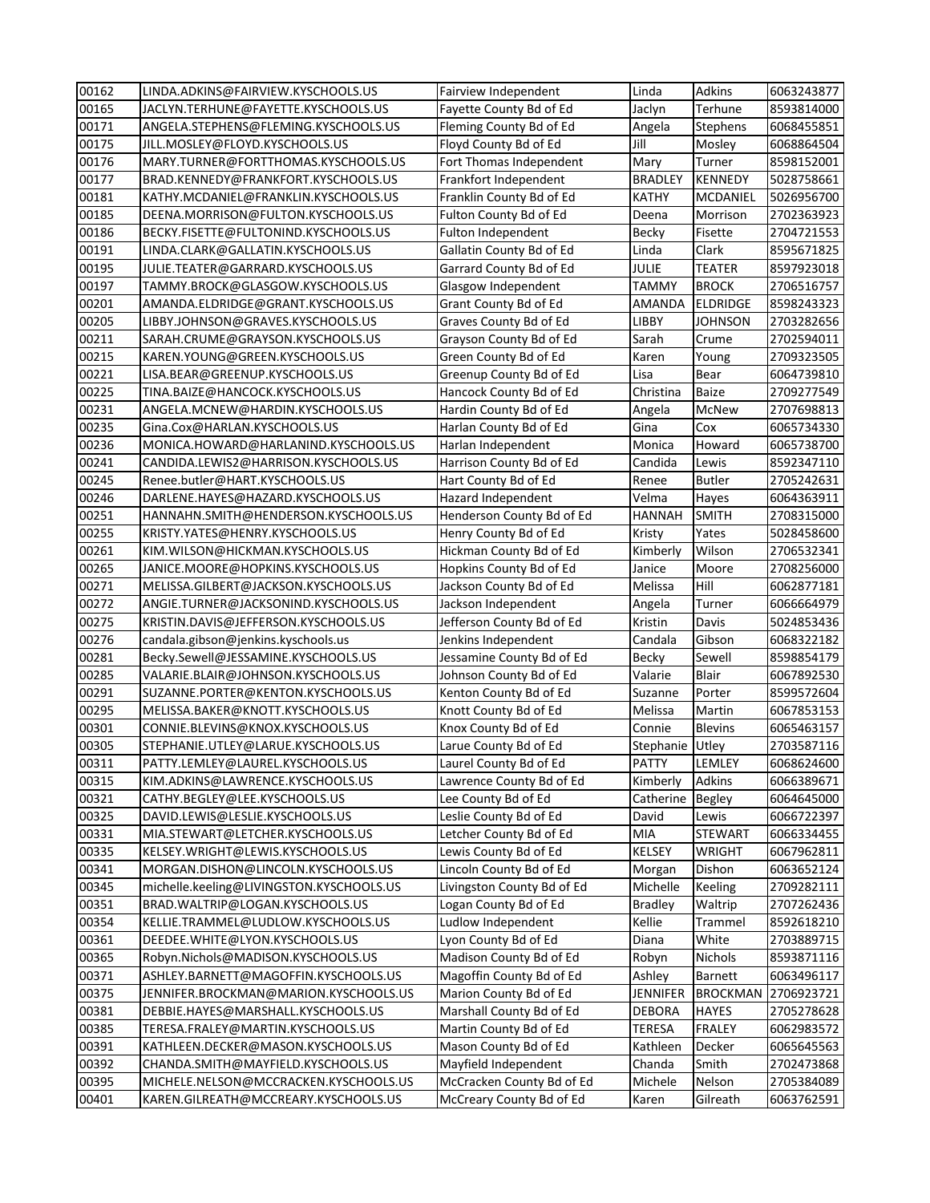| 00162 | LINDA.ADKINS@FAIRVIEW.KYSCHOOLS.US | Fairview Independent | Linda | Adkins | 6063243877 |
|---|---|---|---|---|---|
| 00165 | JACLYN.TERHUNE@FAYETTE.KYSCHOOLS.US | Fayette County Bd of Ed | Jaclyn | Terhune | 8593814000 |
| 00171 | ANGELA.STEPHENS@FLEMING.KYSCHOOLS.US | Fleming County Bd of Ed | Angela | Stephens | 6068455851 |
| 00175 | JILL.MOSLEY@FLOYD.KYSCHOOLS.US | Floyd County Bd of Ed | Jill | Mosley | 6068864504 |
| 00176 | MARY.TURNER@FORTTHOMAS.KYSCHOOLS.US | Fort Thomas Independent | Mary | Turner | 8598152001 |
| 00177 | BRAD.KENNEDY@FRANKFORT.KYSCHOOLS.US | Frankfort Independent | BRADLEY | KENNEDY | 5028758661 |
| 00181 | KATHY.MCDANIEL@FRANKLIN.KYSCHOOLS.US | Franklin County Bd of Ed | KATHY | MCDANIEL | 5026956700 |
| 00185 | DEENA.MORRISON@FULTON.KYSCHOOLS.US | Fulton County Bd of Ed | Deena | Morrison | 2702363923 |
| 00186 | BECKY.FISETTE@FULTONIND.KYSCHOOLS.US | Fulton Independent | Becky | Fisette | 2704721553 |
| 00191 | LINDA.CLARK@GALLATIN.KYSCHOOLS.US | Gallatin County Bd of Ed | Linda | Clark | 8595671825 |
| 00195 | JULIE.TEATER@GARRARD.KYSCHOOLS.US | Garrard County Bd of Ed | JULIE | TEATER | 8597923018 |
| 00197 | TAMMY.BROCK@GLASGOW.KYSCHOOLS.US | Glasgow Independent | TAMMY | BROCK | 2706516757 |
| 00201 | AMANDA.ELDRIDGE@GRANT.KYSCHOOLS.US | Grant County Bd of Ed | AMANDA | ELDRIDGE | 8598243323 |
| 00205 | LIBBY.JOHNSON@GRAVES.KYSCHOOLS.US | Graves County Bd of Ed | LIBBY | JOHNSON | 2703282656 |
| 00211 | SARAH.CRUME@GRAYSON.KYSCHOOLS.US | Grayson County Bd of Ed | Sarah | Crume | 2702594011 |
| 00215 | KAREN.YOUNG@GREEN.KYSCHOOLS.US | Green County Bd of Ed | Karen | Young | 2709323505 |
| 00221 | LISA.BEAR@GREENUP.KYSCHOOLS.US | Greenup County Bd of Ed | Lisa | Bear | 6064739810 |
| 00225 | TINA.BAIZE@HANCOCK.KYSCHOOLS.US | Hancock County Bd of Ed | Christina | Baize | 2709277549 |
| 00231 | ANGELA.MCNEW@HARDIN.KYSCHOOLS.US | Hardin County Bd of Ed | Angela | McNew | 2707698813 |
| 00235 | Gina.Cox@HARLAN.KYSCHOOLS.US | Harlan County Bd of Ed | Gina | Cox | 6065734330 |
| 00236 | MONICA.HOWARD@HARLANIND.KYSCHOOLS.US | Harlan Independent | Monica | Howard | 6065738700 |
| 00241 | CANDIDA.LEWIS2@HARRISON.KYSCHOOLS.US | Harrison County Bd of Ed | Candida | Lewis | 8592347110 |
| 00245 | Renee.butler@HART.KYSCHOOLS.US | Hart County Bd of Ed | Renee | Butler | 2705242631 |
| 00246 | DARLENE.HAYES@HAZARD.KYSCHOOLS.US | Hazard Independent | Velma | Hayes | 6064363911 |
| 00251 | HANNAHN.SMITH@HENDERSON.KYSCHOOLS.US | Henderson County Bd of Ed | HANNAH | SMITH | 2708315000 |
| 00255 | KRISTY.YATES@HENRY.KYSCHOOLS.US | Henry County Bd of Ed | Kristy | Yates | 5028458600 |
| 00261 | KIM.WILSON@HICKMAN.KYSCHOOLS.US | Hickman County Bd of Ed | Kimberly | Wilson | 2706532341 |
| 00265 | JANICE.MOORE@HOPKINS.KYSCHOOLS.US | Hopkins County Bd of Ed | Janice | Moore | 2708256000 |
| 00271 | MELISSA.GILBERT@JACKSON.KYSCHOOLS.US | Jackson County Bd of Ed | Melissa | Hill | 6062877181 |
| 00272 | ANGIE.TURNER@JACKSONIND.KYSCHOOLS.US | Jackson Independent | Angela | Turner | 6066664979 |
| 00275 | KRISTIN.DAVIS@JEFFERSON.KYSCHOOLS.US | Jefferson County Bd of Ed | Kristin | Davis | 5024853436 |
| 00276 | candala.gibson@jenkins.kyschools.us | Jenkins Independent | Candala | Gibson | 6068322182 |
| 00281 | Becky.Sewell@JESSAMINE.KYSCHOOLS.US | Jessamine County Bd of Ed | Becky | Sewell | 8598854179 |
| 00285 | VALARIE.BLAIR@JOHNSON.KYSCHOOLS.US | Johnson County Bd of Ed | Valarie | Blair | 6067892530 |
| 00291 | SUZANNE.PORTER@KENTON.KYSCHOOLS.US | Kenton County Bd of Ed | Suzanne | Porter | 8599572604 |
| 00295 | MELISSA.BAKER@KNOTT.KYSCHOOLS.US | Knott County Bd of Ed | Melissa | Martin | 6067853153 |
| 00301 | CONNIE.BLEVINS@KNOX.KYSCHOOLS.US | Knox County Bd of Ed | Connie | Blevins | 6065463157 |
| 00305 | STEPHANIE.UTLEY@LARUE.KYSCHOOLS.US | Larue County Bd of Ed | Stephanie | Utley | 2703587116 |
| 00311 | PATTY.LEMLEY@LAUREL.KYSCHOOLS.US | Laurel County Bd of Ed | PATTY | LEMLEY | 6068624600 |
| 00315 | KIM.ADKINS@LAWRENCE.KYSCHOOLS.US | Lawrence County Bd of Ed | Kimberly | Adkins | 6066389671 |
| 00321 | CATHY.BEGLEY@LEE.KYSCHOOLS.US | Lee County Bd of Ed | Catherine | Begley | 6064645000 |
| 00325 | DAVID.LEWIS@LESLIE.KYSCHOOLS.US | Leslie County Bd of Ed | David | Lewis | 6066722397 |
| 00331 | MIA.STEWART@LETCHER.KYSCHOOLS.US | Letcher County Bd of Ed | MIA | STEWART | 6066334455 |
| 00335 | KELSEY.WRIGHT@LEWIS.KYSCHOOLS.US | Lewis County Bd of Ed | KELSEY | WRIGHT | 6067962811 |
| 00341 | MORGAN.DISHON@LINCOLN.KYSCHOOLS.US | Lincoln County Bd of Ed | Morgan | Dishon | 6063652124 |
| 00345 | michelle.keeling@LIVINGSTON.KYSCHOOLS.US | Livingston County Bd of Ed | Michelle | Keeling | 2709282111 |
| 00351 | BRAD.WALTRIP@LOGAN.KYSCHOOLS.US | Logan County Bd of Ed | Bradley | Waltrip | 2707262436 |
| 00354 | KELLIE.TRAMMEL@LUDLOW.KYSCHOOLS.US | Ludlow Independent | Kellie | Trammel | 8592618210 |
| 00361 | DEEDEE.WHITE@LYON.KYSCHOOLS.US | Lyon County Bd of Ed | Diana | White | 2703889715 |
| 00365 | Robyn.Nichols@MADISON.KYSCHOOLS.US | Madison County Bd of Ed | Robyn | Nichols | 8593871116 |
| 00371 | ASHLEY.BARNETT@MAGOFFIN.KYSCHOOLS.US | Magoffin County Bd of Ed | Ashley | Barnett | 6063496117 |
| 00375 | JENNIFER.BROCKMAN@MARION.KYSCHOOLS.US | Marion County Bd of Ed | JENNIFER | BROCKMAN | 2706923721 |
| 00381 | DEBBIE.HAYES@MARSHALL.KYSCHOOLS.US | Marshall County Bd of Ed | DEBORA | HAYES | 2705278628 |
| 00385 | TERESA.FRALEY@MARTIN.KYSCHOOLS.US | Martin County Bd of Ed | TERESA | FRALEY | 6062983572 |
| 00391 | KATHLEEN.DECKER@MASON.KYSCHOOLS.US | Mason County Bd of Ed | Kathleen | Decker | 6065645563 |
| 00392 | CHANDA.SMITH@MAYFIELD.KYSCHOOLS.US | Mayfield Independent | Chanda | Smith | 2702473868 |
| 00395 | MICHELE.NELSON@MCCRACKEN.KYSCHOOLS.US | McCracken County Bd of Ed | Michele | Nelson | 2705384089 |
| 00401 | KAREN.GILREATH@MCCREARY.KYSCHOOLS.US | McCreary County Bd of Ed | Karen | Gilreath | 6063762591 |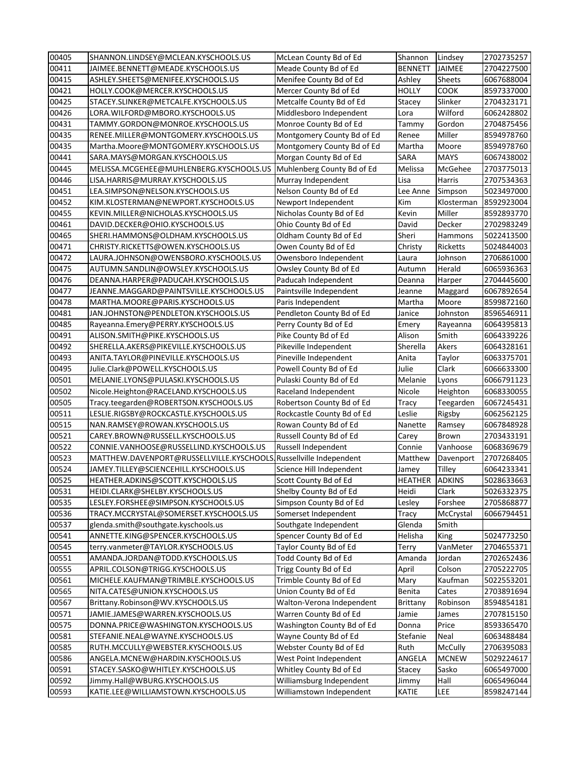| 00405 | SHANNON.LINDSEY@MCLEAN.KYSCHOOLS.US | McLean County Bd of Ed | Shannon | Lindsey | 2702735257 |
|---|---|---|---|---|---|
| 00411 | JAIMEE.BENNETT@MEADE.KYSCHOOLS.US | Meade County Bd of Ed | BENNETT | JAIMEE | 2704227500 |
| 00415 | ASHLEY.SHEETS@MENIFEE.KYSCHOOLS.US | Menifee County Bd of Ed | Ashley | Sheets | 6067688004 |
| 00421 | HOLLY.COOK@MERCER.KYSCHOOLS.US | Mercer County Bd of Ed | HOLLY | COOK | 8597337000 |
| 00425 | STACEY.SLINKER@METCALFE.KYSCHOOLS.US | Metcalfe County Bd of Ed | Stacey | Slinker | 2704323171 |
| 00426 | LORA.WILFORD@MBORO.KYSCHOOLS.US | Middlesboro Independent | Lora | Wilford | 6062428802 |
| 00431 | TAMMY.GORDON@MONROE.KYSCHOOLS.US | Monroe County Bd of Ed | Tammy | Gordon | 2704875456 |
| 00435 | RENEE.MILLER@MONTGOMERY.KYSCHOOLS.US | Montgomery County Bd of Ed | Renee | Miller | 8594978760 |
| 00435 | Martha.Moore@MONTGOMERY.KYSCHOOLS.US | Montgomery County Bd of Ed | Martha | Moore | 8594978760 |
| 00441 | SARA.MAYS@MORGAN.KYSCHOOLS.US | Morgan County Bd of Ed | SARA | MAYS | 6067438002 |
| 00445 | MELISSA.MCGEHEE@MUHLENBERG.KYSCHOOLS.US | Muhlenberg County Bd of Ed | Melissa | McGehee | 2703775013 |
| 00446 | LISA.HARRIS@MURRAY.KYSCHOOLS.US | Murray Independent | Lisa | Harris | 2707534363 |
| 00451 | LEA.SIMPSON@NELSON.KYSCHOOLS.US | Nelson County Bd of Ed | Lee Anne | Simpson | 5023497000 |
| 00452 | KIM.KLOSTERMAN@NEWPORT.KYSCHOOLS.US | Newport Independent | Kim | Klosterman | 8592923004 |
| 00455 | KEVIN.MILLER@NICHOLAS.KYSCHOOLS.US | Nicholas County Bd of Ed | Kevin | Miller | 8592893770 |
| 00461 | DAVID.DECKER@OHIO.KYSCHOOLS.US | Ohio County Bd of Ed | David | Decker | 2702983249 |
| 00465 | SHERI.HAMMONS@OLDHAM.KYSCHOOLS.US | Oldham County Bd of Ed | Sheri | Hammons | 5022413500 |
| 00471 | CHRISTY.RICKETTS@OWEN.KYSCHOOLS.US | Owen County Bd of Ed | Christy | Ricketts | 5024844003 |
| 00472 | LAURA.JOHNSON@OWENSBORO.KYSCHOOLS.US | Owensboro Independent | Laura | Johnson | 2706861000 |
| 00475 | AUTUMN.SANDLIN@OWSLEY.KYSCHOOLS.US | Owsley County Bd of Ed | Autumn | Herald | 6065936363 |
| 00476 | DEANNA.HARPER@PADUCAH.KYSCHOOLS.US | Paducah Independent | Deanna | Harper | 2704445600 |
| 00477 | JEANNE.MAGGARD@PAINTSVILLE.KYSCHOOLS.US | Paintsville Independent | Jeanne | Maggard | 6067892654 |
| 00478 | MARTHA.MOORE@PARIS.KYSCHOOLS.US | Paris Independent | Martha | Moore | 8599872160 |
| 00481 | JAN.JOHNSTON@PENDLETON.KYSCHOOLS.US | Pendleton County Bd of Ed | Janice | Johnston | 8596546911 |
| 00485 | Rayeanna.Emery@PERRY.KYSCHOOLS.US | Perry County Bd of Ed | Emery | Rayeanna | 6064395813 |
| 00491 | ALISON.SMITH@PIKE.KYSCHOOLS.US | Pike County Bd of Ed | Alison | Smith | 6064339226 |
| 00492 | SHERELLA.AKERS@PIKEVILLE.KYSCHOOLS.US | Pikeville Independent | Sherella | Akers | 6064328161 |
| 00493 | ANITA.TAYLOR@PINEVILLE.KYSCHOOLS.US | Pineville Independent | Anita | Taylor | 6063375701 |
| 00495 | Julie.Clark@POWELL.KYSCHOOLS.US | Powell County Bd of Ed | Julie | Clark | 6066633300 |
| 00501 | MELANIE.LYONS@PULASKI.KYSCHOOLS.US | Pulaski County Bd of Ed | Melanie | Lyons | 6066791123 |
| 00502 | Nicole.Heighton@RACELAND.KYSCHOOLS.US | Raceland Independent | Nicole | Heighton | 6068330055 |
| 00505 | Tracy.teegarden@ROBERTSON.KYSCHOOLS.US | Robertson County Bd of Ed | Tracy | Teegarden | 6067245431 |
| 00511 | LESLIE.RIGSBY@ROCKCASTLE.KYSCHOOLS.US | Rockcastle County Bd of Ed | Leslie | Rigsby | 6062562125 |
| 00515 | NAN.RAMSEY@ROWAN.KYSCHOOLS.US | Rowan County Bd of Ed | Nanette | Ramsey | 6067848928 |
| 00521 | CAREY.BROWN@RUSSELL.KYSCHOOLS.US | Russell County Bd of Ed | Carey | Brown | 2703433191 |
| 00522 | CONNIE.VANHOOSE@RUSSELLIND.KYSCHOOLS.US | Russell Independent | Connie | Vanhoose | 6068369679 |
| 00523 | MATTHEW.DAVENPORT@RUSSELLVILLE.KYSCHOOLS. | Russellville Independent | Matthew | Davenport | 2707268405 |
| 00524 | JAMEY.TILLEY@SCIENCEHILL.KYSCHOOLS.US | Science Hill Independent | Jamey | Tilley | 6064233341 |
| 00525 | HEATHER.ADKINS@SCOTT.KYSCHOOLS.US | Scott County Bd of Ed | HEATHER | ADKINS | 5028633663 |
| 00531 | HEIDI.CLARK@SHELBY.KYSCHOOLS.US | Shelby County Bd of Ed | Heidi | Clark | 5026332375 |
| 00535 | LESLEY.FORSHEE@SIMPSON.KYSCHOOLS.US | Simpson County Bd of Ed | Lesley | Forshee | 2705868877 |
| 00536 | TRACY.MCCRYSTAL@SOMERSET.KYSCHOOLS.US | Somerset Independent | Tracy | McCrystal | 6066794451 |
| 00537 | glenda.smith@southgate.kyschools.us | Southgate Independent | Glenda | Smith | |
| 00541 | ANNETTE.KING@SPENCER.KYSCHOOLS.US | Spencer County Bd of Ed | Helisha | King | 5024773250 |
| 00545 | terry.vanmeter@TAYLOR.KYSCHOOLS.US | Taylor County Bd of Ed | Terry | VanMeter | 2704655371 |
| 00551 | AMANDA.JORDAN@TODD.KYSCHOOLS.US | Todd County Bd of Ed | Amanda | Jordan | 2702652436 |
| 00555 | APRIL.COLSON@TRIGG.KYSCHOOLS.US | Trigg County Bd of Ed | April | Colson | 2705222705 |
| 00561 | MICHELE.KAUFMAN@TRIMBLE.KYSCHOOLS.US | Trimble County Bd of Ed | Mary | Kaufman | 5022553201 |
| 00565 | NITA.CATES@UNION.KYSCHOOLS.US | Union County Bd of Ed | Benita | Cates | 2703891694 |
| 00567 | Brittany.Robinson@WV.KYSCHOOLS.US | Walton-Verona Independent | Brittany | Robinson | 8594854181 |
| 00571 | JAMIE.JAMES@WARREN.KYSCHOOLS.US | Warren County Bd of Ed | Jamie | James | 2707815150 |
| 00575 | DONNA.PRICE@WASHINGTON.KYSCHOOLS.US | Washington County Bd of Ed | Donna | Price | 8593365470 |
| 00581 | STEFANIE.NEAL@WAYNE.KYSCHOOLS.US | Wayne County Bd of Ed | Stefanie | Neal | 6063488484 |
| 00585 | RUTH.MCCULLY@WEBSTER.KYSCHOOLS.US | Webster County Bd of Ed | Ruth | McCully | 2706395083 |
| 00586 | ANGELA.MCNEW@HARDIN.KYSCHOOLS.US | West Point Independent | ANGELA | MCNEW | 5029224617 |
| 00591 | STACEY.SASKO@WHITLEY.KYSCHOOLS.US | Whitley County Bd of Ed | Stacey | Sasko | 6065497000 |
| 00592 | Jimmy.Hall@WBURG.KYSCHOOLS.US | Williamsburg Independent | Jimmy | Hall | 6065496044 |
| 00593 | KATIE.LEE@WILLIAMSTOWN.KYSCHOOLS.US | Williamstown Independent | KATIE | LEE | 8598247144 |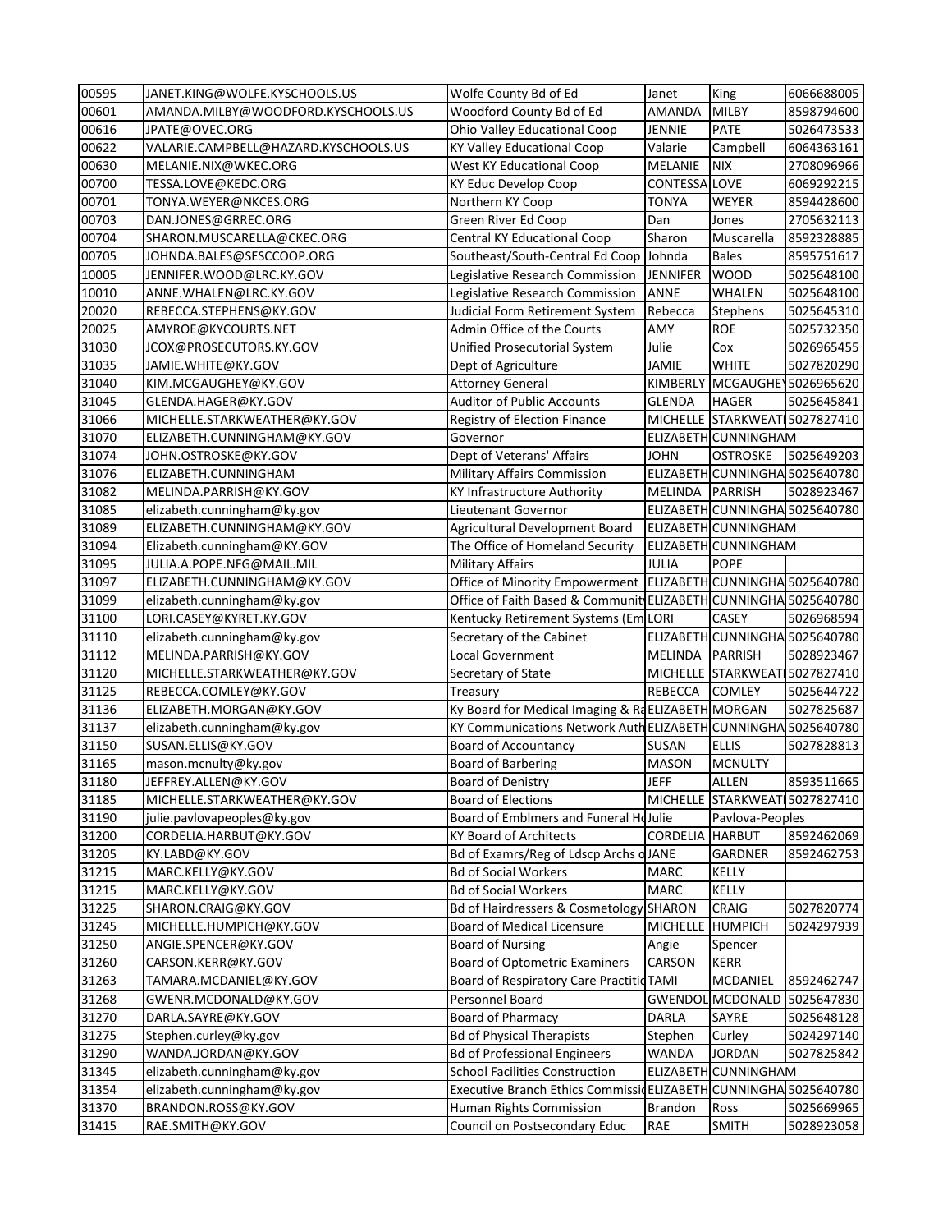| | | | | | |
|---|---|---|---|---|---|
| 00595 | JANET.KING@WOLFE.KYSCHOOLS.US | Wolfe County Bd of Ed | Janet | King | 6066688005 |
| 00601 | AMANDA.MILBY@WOODFORD.KYSCHOOLS.US | Woodford County Bd of Ed | AMANDA | MILBY | 8598794600 |
| 00616 | JPATE@OVEC.ORG | Ohio Valley Educational Coop | JENNIE | PATE | 5026473533 |
| 00622 | VALARIE.CAMPBELL@HAZARD.KYSCHOOLS.US | KY Valley Educational Coop | Valarie | Campbell | 6064363161 |
| 00630 | MELANIE.NIX@WKEC.ORG | West KY Educational Coop | MELANIE | NIX | 2708096966 |
| 00700 | TESSA.LOVE@KEDC.ORG | KY Educ Develop Coop | CONTESSA | LOVE | 6069292215 |
| 00701 | TONYA.WEYER@NKCES.ORG | Northern KY Coop | TONYA | WEYER | 8594428600 |
| 00703 | DAN.JONES@GRREC.ORG | Green River Ed Coop | Dan | Jones | 2705632113 |
| 00704 | SHARON.MUSCARELLA@CKEC.ORG | Central KY Educational Coop | Sharon | Muscarella | 8592328885 |
| 00705 | JOHNDA.BALES@SESCCOOP.ORG | Southeast/South-Central Ed Coop | Johnda | Bales | 8595751617 |
| 10005 | JENNIFER.WOOD@LRC.KY.GOV | Legislative Research Commission | JENNIFER | WOOD | 5025648100 |
| 10010 | ANNE.WHALEN@LRC.KY.GOV | Legislative Research Commission | ANNE | WHALEN | 5025648100 |
| 20020 | REBECCA.STEPHENS@KY.GOV | Judicial Form Retirement System | Rebecca | Stephens | 5025645310 |
| 20025 | AMYROE@KYCOURTS.NET | Admin Office of the Courts | AMY | ROE | 5025732350 |
| 31030 | JCOX@PROSECUTORS.KY.GOV | Unified Prosecutorial System | Julie | Cox | 5026965455 |
| 31035 | JAMIE.WHITE@KY.GOV | Dept of Agriculture | JAMIE | WHITE | 5027820290 |
| 31040 | KIM.MCGAUGHEY@KY.GOV | Attorney General | KIMBERLY | MCGAUGHEY | 5026965620 |
| 31045 | GLENDA.HAGER@KY.GOV | Auditor of Public Accounts | GLENDA | HAGER | 5025645841 |
| 31066 | MICHELLE.STARKWEATHER@KY.GOV | Registry of Election Finance | MICHELLE | STARKWEATHER | 5027827410 |
| 31070 | ELIZABETH.CUNNINGHAM@KY.GOV | Governor | ELIZABETH | CUNNINGHAM | |
| 31074 | JOHN.OSTROSKE@KY.GOV | Dept of Veterans' Affairs | JOHN | OSTROSKE | 5025649203 |
| 31076 | ELIZABETH.CUNNINGHAM | Military Affairs Commission | ELIZABETH | CUNNINGHAM | 5025640780 |
| 31082 | MELINDA.PARRISH@KY.GOV | KY Infrastructure Authority | MELINDA | PARRISH | 5028923467 |
| 31085 | elizabeth.cunningham@ky.gov | Lieutenant Governor | ELIZABETH | CUNNINGHAM | 5025640780 |
| 31089 | ELIZABETH.CUNNINGHAM@KY.GOV | Agricultural Development Board | ELIZABETH | CUNNINGHAM | |
| 31094 | Elizabeth.cunningham@KY.GOV | The Office of Homeland Security | ELIZABETH | CUNNINGHAM | |
| 31095 | JULIA.A.POPE.NFG@MAIL.MIL | Military Affairs | JULIA | POPE | |
| 31097 | ELIZABETH.CUNNINGHAM@KY.GOV | Office of Minority Empowerment | ELIZABETH | CUNNINGHAM | 5025640780 |
| 31099 | elizabeth.cunningham@ky.gov | Office of Faith Based & Community | ELIZABETH | CUNNINGHAM | 5025640780 |
| 31100 | LORI.CASEY@KYRET.KY.GOV | Kentucky Retirement Systems (Em | LORI | CASEY | 5026968594 |
| 31110 | elizabeth.cunningham@ky.gov | Secretary of the Cabinet | ELIZABETH | CUNNINGHAM | 5025640780 |
| 31112 | MELINDA.PARRISH@KY.GOV | Local Government | MELINDA | PARRISH | 5028923467 |
| 31120 | MICHELLE.STARKWEATHER@KY.GOV | Secretary of State | MICHELLE | STARKWEATHER | 5027827410 |
| 31125 | REBECCA.COMLEY@KY.GOV | Treasury | REBECCA | COMLEY | 5025644722 |
| 31136 | ELIZABETH.MORGAN@KY.GOV | Ky Board for Medical Imaging & Ra | ELIZABETH | MORGAN | 5027825687 |
| 31137 | elizabeth.cunningham@ky.gov | KY Communications Network Auth | ELIZABETH | CUNNINGHAM | 5025640780 |
| 31150 | SUSAN.ELLIS@KY.GOV | Board of Accountancy | SUSAN | ELLIS | 5027828813 |
| 31165 | mason.mcnulty@ky.gov | Board of Barbering | MASON | MCNULTY | |
| 31180 | JEFFREY.ALLEN@KY.GOV | Board of Denistry | JEFF | ALLEN | 8593511665 |
| 31185 | MICHELLE.STARKWEATHER@KY.GOV | Board of Elections | MICHELLE | STARKWEATHER | 5027827410 |
| 31190 | julie.pavlovapeoples@ky.gov | Board of Emblmers and Funeral Ho | Julie | Pavlova-Peoples | |
| 31200 | CORDELIA.HARBUT@KY.GOV | KY Board of Architects | CORDELIA | HARBUT | 8592462069 |
| 31205 | KY.LABD@KY.GOV | Bd of Examrs/Reg of Ldscp Archs o | JANE | GARDNER | 8592462753 |
| 31215 | MARC.KELLY@KY.GOV | Bd of Social Workers | MARC | KELLY | |
| 31215 | MARC.KELLY@KY.GOV | Bd of Social Workers | MARC | KELLY | |
| 31225 | SHARON.CRAIG@KY.GOV | Bd of Hairdressers & Cosmetology | SHARON | CRAIG | 5027820774 |
| 31245 | MICHELLE.HUMPICH@KY.GOV | Board of Medical Licensure | MICHELLE | HUMPICH | 5024297939 |
| 31250 | ANGIE.SPENCER@KY.GOV | Board of Nursing | Angie | Spencer | |
| 31260 | CARSON.KERR@KY.GOV | Board of Optometric Examiners | CARSON | KERR | |
| 31263 | TAMARA.MCDANIEL@KY.GOV | Board of Respiratory Care Practitio | TAMI | MCDANIEL | 8592462747 |
| 31268 | GWENR.MCDONALD@KY.GOV | Personnel Board | GWENDOL | MCDONALD | 5025647830 |
| 31270 | DARLA.SAYRE@KY.GOV | Board of Pharmacy | DARLA | SAYRE | 5025648128 |
| 31275 | Stephen.curley@ky.gov | Bd of Physical Therapists | Stephen | Curley | 5024297140 |
| 31290 | WANDA.JORDAN@KY.GOV | Bd of Professional Engineers | WANDA | JORDAN | 5027825842 |
| 31345 | elizabeth.cunningham@ky.gov | School Facilities Construction | ELIZABETH | CUNNINGHAM | |
| 31354 | elizabeth.cunningham@ky.gov | Executive Branch Ethics Commissio | ELIZABETH | CUNNINGHAM | 5025640780 |
| 31370 | BRANDON.ROSS@KY.GOV | Human Rights Commission | Brandon | Ross | 5025669965 |
| 31415 | RAE.SMITH@KY.GOV | Council on Postsecondary Educ | RAE | SMITH | 5028923058 |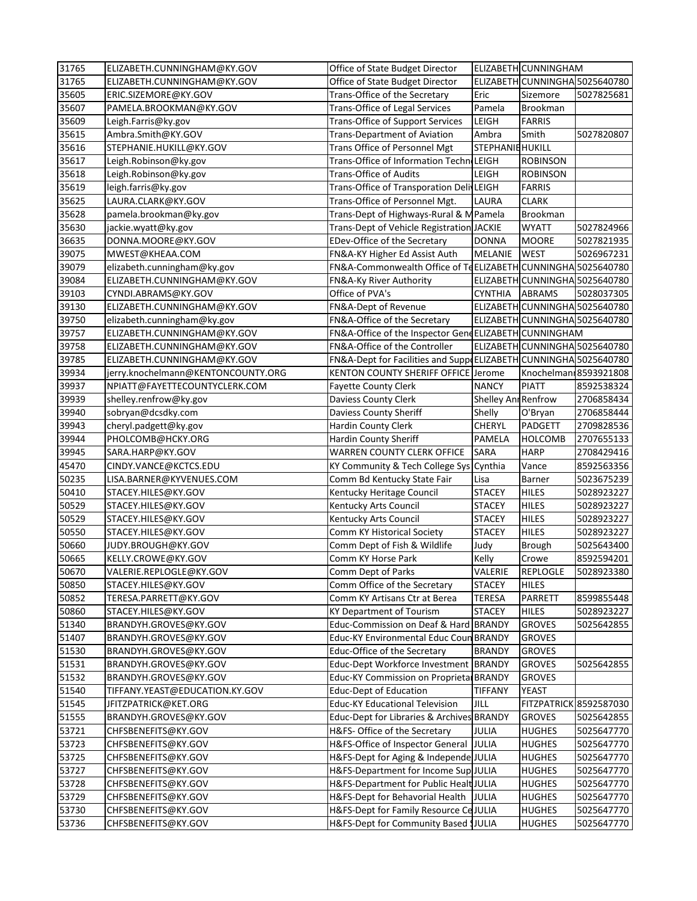| | | | | | |
|---|---|---|---|---|---|
| 31765 | ELIZABETH.CUNNINGHAM@KY.GOV | Office of State Budget Director | ELIZABETH | CUNNINGHAM | |
| 31765 | ELIZABETH.CUNNINGHAM@KY.GOV | Office of State Budget Director | ELIZABETH | CUNNINGHA | 5025640780 |
| 35605 | ERIC.SIZEMORE@KY.GOV | Trans-Office of the Secretary | Eric | Sizemore | 5027825681 |
| 35607 | PAMELA.BROOKMAN@KY.GOV | Trans-Office of Legal Services | Pamela | Brookman | |
| 35609 | Leigh.Farris@ky.gov | Trans-Office of Support Services | LEIGH | FARRIS | |
| 35615 | Ambra.Smith@KY.GOV | Trans-Department of Aviation | Ambra | Smith | 5027820807 |
| 35616 | STEPHANIE.HUKILL@KY.GOV | Trans Office of Personnel Mgt | STEPHANIE | HUKILL | |
| 35617 | Leigh.Robinson@ky.gov | Trans-Office of Information Techn | LEIGH | ROBINSON | |
| 35618 | Leigh.Robinson@ky.gov | Trans-Office of Audits | LEIGH | ROBINSON | |
| 35619 | leigh.farris@ky.gov | Trans-Office of Transporation Deli | LEIGH | FARRIS | |
| 35625 | LAURA.CLARK@KY.GOV | Trans-Office of Personnel Mgt. | LAURA | CLARK | |
| 35628 | pamela.brookman@ky.gov | Trans-Dept of Highways-Rural & M | Pamela | Brookman | |
| 35630 | jackie.wyatt@ky.gov | Trans-Dept of Vehicle Registration | JACKIE | WYATT | 5027824966 |
| 36635 | DONNA.MOORE@KY.GOV | EDev-Office of the Secretary | DONNA | MOORE | 5027821935 |
| 39075 | MWEST@KHEAA.COM | FN&A-KY Higher Ed Assist Auth | MELANIE | WEST | 5026967231 |
| 39079 | elizabeth.cunningham@ky.gov | FN&A-Commonwealth Office of Te | ELIZABETH | CUNNINGHA | 5025640780 |
| 39084 | ELIZABETH.CUNNINGHAM@KY.GOV | FN&A-Ky River Authority | ELIZABETH | CUNNINGHA | 5025640780 |
| 39103 | CYNDI.ABRAMS@KY.GOV | Office of PVA's | CYNTHIA | ABRAMS | 5028037305 |
| 39130 | ELIZABETH.CUNNINGHAM@KY.GOV | FN&A-Dept of Revenue | ELIZABETH | CUNNINGHA | 5025640780 |
| 39750 | elizabeth.cunningham@ky.gov | FN&A-Office of the Secretary | ELIZABETH | CUNNINGHA | 5025640780 |
| 39757 | ELIZABETH.CUNNINGHAM@KY.GOV | FN&A-Office of the Inspector Gene | ELIZABETH | CUNNINGHAM | |
| 39758 | ELIZABETH.CUNNINGHAM@KY.GOV | FN&A-Office of the Controller | ELIZABETH | CUNNINGHA | 5025640780 |
| 39785 | ELIZABETH.CUNNINGHAM@KY.GOV | FN&A-Dept for Facilities and Supp | ELIZABETH | CUNNINGHA | 5025640780 |
| 39934 | jerry.knochelmann@KENTONCOUNTY.ORG | KENTON COUNTY SHERIFF OFFICE | Jerome | Knochelmann | 8593921808 |
| 39937 | NPIATT@FAYETTECOUNTYCLERK.COM | Fayette County Clerk | NANCY | PIATT | 8592538324 |
| 39939 | shelley.renfrow@ky.gov | Daviess County Clerk | Shelley Ann | Renfrow | 2706858434 |
| 39940 | sobryan@dcsdky.com | Daviess County Sheriff | Shelly | O'Bryan | 2706858444 |
| 39943 | cheryl.padgett@ky.gov | Hardin County Clerk | CHERYL | PADGETT | 2709828536 |
| 39944 | PHOLCOMB@HCKY.ORG | Hardin County Sheriff | PAMELA | HOLCOMB | 2707655133 |
| 39945 | SARA.HARP@KY.GOV | WARREN COUNTY CLERK OFFICE | SARA | HARP | 2708429416 |
| 45470 | CINDY.VANCE@KCTCS.EDU | KY Community & Tech College Sys | Cynthia | Vance | 8592563356 |
| 50235 | LISA.BARNER@KYVENUES.COM | Comm Bd Kentucky State Fair | Lisa | Barner | 5023675239 |
| 50410 | STACEY.HILES@KY.GOV | Kentucky Heritage Council | STACEY | HILES | 5028923227 |
| 50529 | STACEY.HILES@KY.GOV | Kentucky Arts Council | STACEY | HILES | 5028923227 |
| 50529 | STACEY.HILES@KY.GOV | Kentucky Arts Council | STACEY | HILES | 5028923227 |
| 50550 | STACEY.HILES@KY.GOV | Comm KY Historical Society | STACEY | HILES | 5028923227 |
| 50660 | JUDY.BROUGH@KY.GOV | Comm Dept of Fish & Wildlife | Judy | Brough | 5025643400 |
| 50665 | KELLY.CROWE@KY.GOV | Comm KY Horse Park | Kelly | Crowe | 8592594201 |
| 50670 | VALERIE.REPLOGLE@KY.GOV | Comm Dept of Parks | VALERIE | REPLOGLE | 5028923380 |
| 50850 | STACEY.HILES@KY.GOV | Comm Office of the Secretary | STACEY | HILES | |
| 50852 | TERESA.PARRETT@KY.GOV | Comm KY Artisans Ctr at Berea | TERESA | PARRETT | 8599855448 |
| 50860 | STACEY.HILES@KY.GOV | KY Department of Tourism | STACEY | HILES | 5028923227 |
| 51340 | BRANDYH.GROVES@KY.GOV | Educ-Commission on Deaf & Hard | BRANDY | GROVES | 5025642855 |
| 51407 | BRANDYH.GROVES@KY.GOV | Educ-KY Environmental Educ Coun | BRANDY | GROVES | |
| 51530 | BRANDYH.GROVES@KY.GOV | Educ-Office of the Secretary | BRANDY | GROVES | |
| 51531 | BRANDYH.GROVES@KY.GOV | Educ-Dept Workforce Investment | BRANDY | GROVES | 5025642855 |
| 51532 | BRANDYH.GROVES@KY.GOV | Educ-KY Commission on Proprieta | BRANDY | GROVES | |
| 51540 | TIFFANY.YEAST@EDUCATION.KY.GOV | Educ-Dept of Education | TIFFANY | YEAST | |
| 51545 | JFITZPATRICK@KET.ORG | Educ-KY Educational Television | JILL | FITZPATRICK | 8592587030 |
| 51555 | BRANDYH.GROVES@KY.GOV | Educ-Dept for Libraries & Archives | BRANDY | GROVES | 5025642855 |
| 53721 | CHFSBENEFITS@KY.GOV | H&FS- Office of the Secretary | JULIA | HUGHES | 5025647770 |
| 53723 | CHFSBENEFITS@KY.GOV | H&FS-Office of Inspector General | JULIA | HUGHES | 5025647770 |
| 53725 | CHFSBENEFITS@KY.GOV | H&FS-Dept for Aging & Independe | JULIA | HUGHES | 5025647770 |
| 53727 | CHFSBENEFITS@KY.GOV | H&FS-Department for Income Sup | JULIA | HUGHES | 5025647770 |
| 53728 | CHFSBENEFITS@KY.GOV | H&FS-Department for Public Healt | JULIA | HUGHES | 5025647770 |
| 53729 | CHFSBENEFITS@KY.GOV | H&FS-Dept for Behavorial Health | JULIA | HUGHES | 5025647770 |
| 53730 | CHFSBENEFITS@KY.GOV | H&FS-Dept for Family Resource Ce | JULIA | HUGHES | 5025647770 |
| 53736 | CHFSBENEFITS@KY.GOV | H&FS-Dept for Community Based | JULIA | HUGHES | 5025647770 |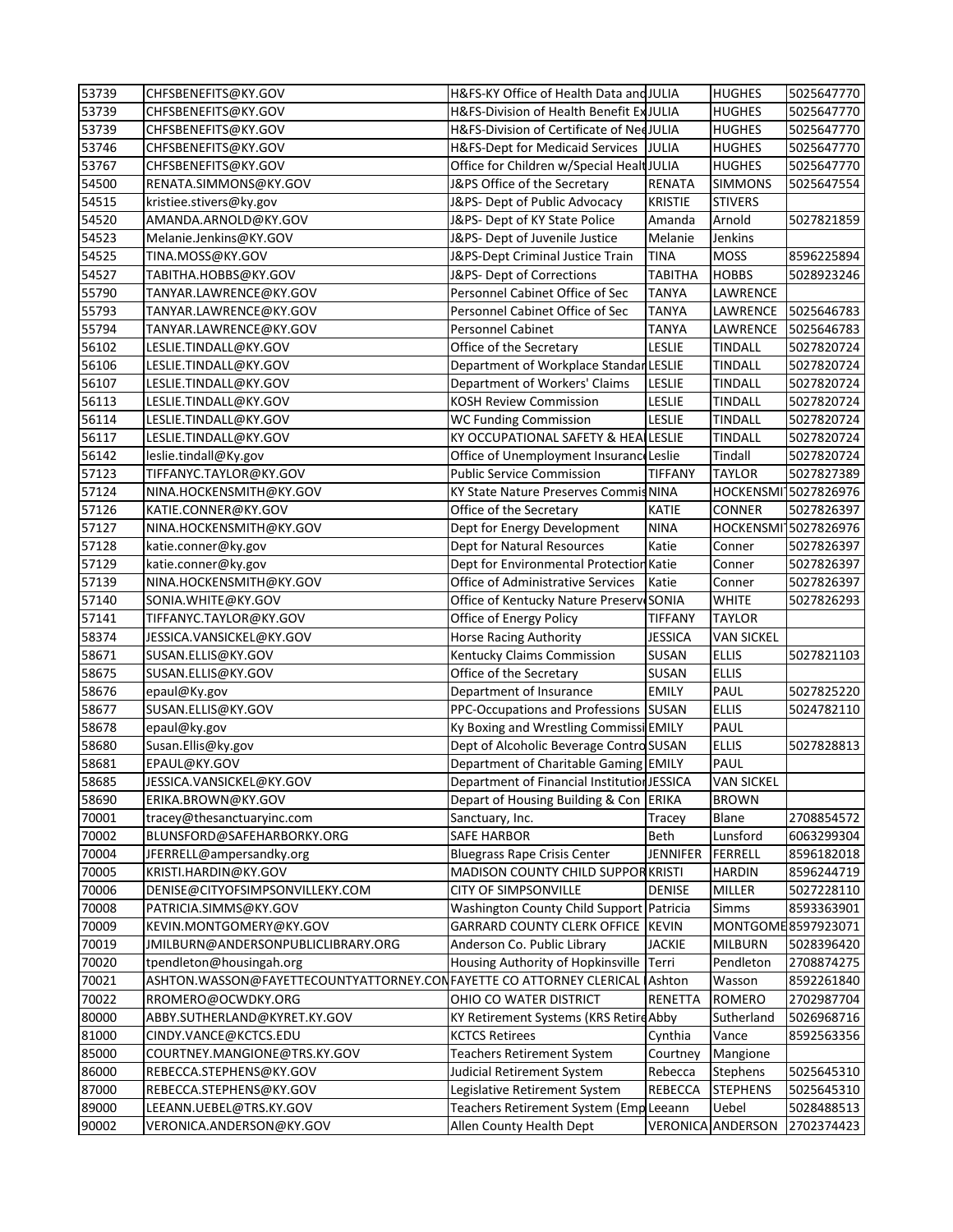| 53739 | CHFSBENEFITS@KY.GOV | H&FS-KY Office of Health Data and | JULIA | HUGHES | 5025647770 |
|---|---|---|---|---|---|
| 53739 | CHFSBENEFITS@KY.GOV | H&FS-Division of Health Benefit Ex | JULIA | HUGHES | 5025647770 |
| 53739 | CHFSBENEFITS@KY.GOV | H&FS-Division of Certificate of Ne | JULIA | HUGHES | 5025647770 |
| 53746 | CHFSBENEFITS@KY.GOV | H&FS-Dept for Medicaid Services | JULIA | HUGHES | 5025647770 |
| 53767 | CHFSBENEFITS@KY.GOV | Office for Children w/Special Healt | JULIA | HUGHES | 5025647770 |
| 54500 | RENATA.SIMMONS@KY.GOV | J&PS Office of the Secretary | RENATA | SIMMONS | 5025647554 |
| 54515 | kristiee.stivers@ky.gov | J&PS- Dept of Public Advocacy | KRISTIE | STIVERS | |
| 54520 | AMANDA.ARNOLD@KY.GOV | J&PS- Dept of KY State Police | Amanda | Arnold | 5027821859 |
| 54523 | Melanie.Jenkins@KY.GOV | J&PS- Dept of Juvenile Justice | Melanie | Jenkins | |
| 54525 | TINA.MOSS@KY.GOV | J&PS-Dept Criminal Justice Train | TINA | MOSS | 8596225894 |
| 54527 | TABITHA.HOBBS@KY.GOV | J&PS- Dept of Corrections | TABITHA | HOBBS | 5028923246 |
| 55790 | TANYAR.LAWRENCE@KY.GOV | Personnel Cabinet Office of Sec | TANYA | LAWRENCE | |
| 55793 | TANYAR.LAWRENCE@KY.GOV | Personnel Cabinet Office of Sec | TANYA | LAWRENCE | 5025646783 |
| 55794 | TANYAR.LAWRENCE@KY.GOV | Personnel Cabinet | TANYA | LAWRENCE | 5025646783 |
| 56102 | LESLIE.TINDALL@KY.GOV | Office of the Secretary | LESLIE | TINDALL | 5027820724 |
| 56106 | LESLIE.TINDALL@KY.GOV | Department of Workplace Standar | LESLIE | TINDALL | 5027820724 |
| 56107 | LESLIE.TINDALL@KY.GOV | Department of Workers' Claims | LESLIE | TINDALL | 5027820724 |
| 56113 | LESLIE.TINDALL@KY.GOV | KOSH Review Commission | LESLIE | TINDALL | 5027820724 |
| 56114 | LESLIE.TINDALL@KY.GOV | WC Funding Commission | LESLIE | TINDALL | 5027820724 |
| 56117 | LESLIE.TINDALL@KY.GOV | KY OCCUPATIONAL SAFETY & HEA | LESLIE | TINDALL | 5027820724 |
| 56142 | leslie.tindall@Ky.gov | Office of Unemployment Insuranc | Leslie | Tindall | 5027820724 |
| 57123 | TIFFANYC.TAYLOR@KY.GOV | Public Service Commission | TIFFANY | TAYLOR | 5027827389 |
| 57124 | NINA.HOCKENSMITH@KY.GOV | KY State Nature Preserves Commis | NINA | HOCKENSMI | 5027826976 |
| 57126 | KATIE.CONNER@KY.GOV | Office of the Secretary | KATIE | CONNER | 5027826397 |
| 57127 | NINA.HOCKENSMITH@KY.GOV | Dept for Energy Development | NINA | HOCKENSMI | 5027826976 |
| 57128 | katie.conner@ky.gov | Dept for Natural Resources | Katie | Conner | 5027826397 |
| 57129 | katie.conner@ky.gov | Dept for Environmental Protection | Katie | Conner | 5027826397 |
| 57139 | NINA.HOCKENSMITH@KY.GOV | Office of Administrative Services | Katie | Conner | 5027826397 |
| 57140 | SONIA.WHITE@KY.GOV | Office of Kentucky Nature Preserv | SONIA | WHITE | 5027826293 |
| 57141 | TIFFANYC.TAYLOR@KY.GOV | Office of Energy Policy | TIFFANY | TAYLOR | |
| 58374 | JESSICA.VANSICKEL@KY.GOV | Horse Racing Authority | JESSICA | VAN SICKEL | |
| 58671 | SUSAN.ELLIS@KY.GOV | Kentucky Claims Commission | SUSAN | ELLIS | 5027821103 |
| 58675 | SUSAN.ELLIS@KY.GOV | Office of the Secretary | SUSAN | ELLIS | |
| 58676 | epaul@Ky.gov | Department of Insurance | EMILY | PAUL | 5027825220 |
| 58677 | SUSAN.ELLIS@KY.GOV | PPC-Occupations and Professions | SUSAN | ELLIS | 5024782110 |
| 58678 | epaul@ky.gov | Ky Boxing and Wrestling Commissi | EMILY | PAUL | |
| 58680 | Susan.Ellis@ky.gov | Dept of Alcoholic Beverage Contro | SUSAN | ELLIS | 5027828813 |
| 58681 | EPAUL@KY.GOV | Department of Charitable Gaming | EMILY | PAUL | |
| 58685 | JESSICA.VANSICKEL@KY.GOV | Department of Financial Institution | JESSICA | VAN SICKEL | |
| 58690 | ERIKA.BROWN@KY.GOV | Depart of Housing Building & Con | ERIKA | BROWN | |
| 70001 | tracey@thesanctuaryinc.com | Sanctuary, Inc. | Tracey | Blane | 2708854572 |
| 70002 | BLUNSFORD@SAFEHARBORKY.ORG | SAFE HARBOR | Beth | Lunsford | 6063299304 |
| 70004 | JFERRELL@ampersandky.org | Bluegrass Rape Crisis Center | JENNIFER | FERRELL | 8596182018 |
| 70005 | KRISTI.HARDIN@KY.GOV | MADISON COUNTY CHILD SUPPOR | KRISTI | HARDIN | 8596244719 |
| 70006 | DENISE@CITYOFSIMPSONVILLEKY.COM | CITY OF SIMPSONVILLE | DENISE | MILLER | 5027228110 |
| 70008 | PATRICIA.SIMMS@KY.GOV | Washington County Child Support | Patricia | Simms | 8593363901 |
| 70009 | KEVIN.MONTGOMERY@KY.GOV | GARRARD COUNTY CLERK OFFICE | KEVIN | MONTGOME | 8597923071 |
| 70019 | JMILBURN@ANDERSONPUBLICLIBRARY.ORG | Anderson Co. Public Library | JACKIE | MILBURN | 5028396420 |
| 70020 | tpendleton@housingah.org | Housing Authority of Hopkinsville | Terri | Pendleton | 2708874275 |
| 70021 | ASHTON.WASSON@FAYETTECOUNTYATTORNEY.CON | FAYETTE CO ATTORNEY CLERICAL | Ashton | Wasson | 8592261840 |
| 70022 | RROMERO@OCWDKY.ORG | OHIO CO WATER DISTRICT | RENETTA | ROMERO | 2702987704 |
| 80000 | ABBY.SUTHERLAND@KYRET.KY.GOV | KY Retirement Systems (KRS Retire | Abby | Sutherland | 5026968716 |
| 81000 | CINDY.VANCE@KCTCS.EDU | KCTCS Retirees | Cynthia | Vance | 8592563356 |
| 85000 | COURTNEY.MANGIONE@TRS.KY.GOV | Teachers Retirement System | Courtney | Mangione | |
| 86000 | REBECCA.STEPHENS@KY.GOV | Judicial Retirement System | Rebecca | Stephens | 5025645310 |
| 87000 | REBECCA.STEPHENS@KY.GOV | Legislative Retirement System | REBECCA | STEPHENS | 5025645310 |
| 89000 | LEEANN.UEBEL@TRS.KY.GOV | Teachers Retirement System (Emp | Leeann | Uebel | 5028488513 |
| 90002 | VERONICA.ANDERSON@KY.GOV | Allen County Health Dept | VERONICA | ANDERSON | 2702374423 |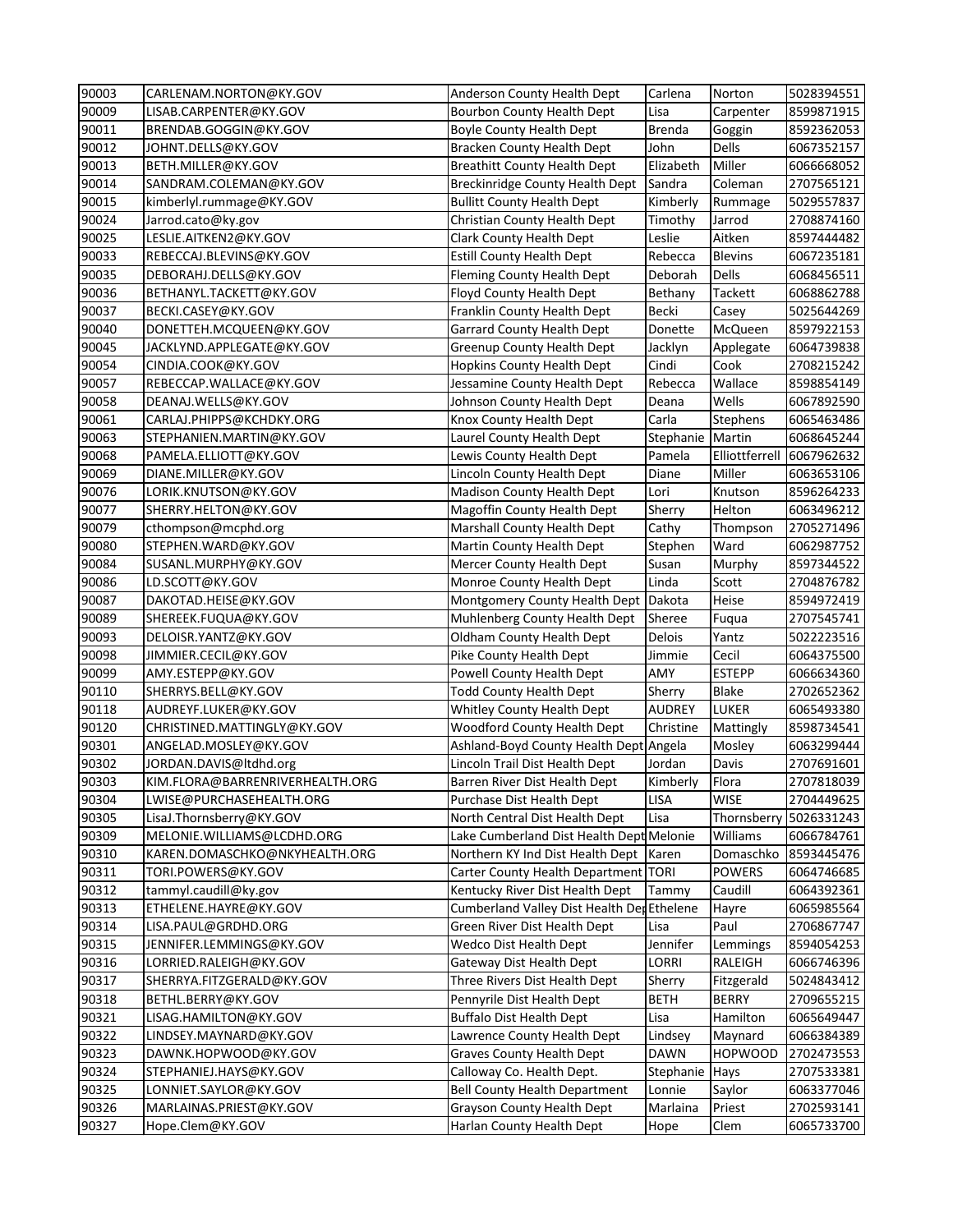| 90003 | CARLENAM.NORTON@KY.GOV | Anderson County Health Dept | Carlena | Norton | 5028394551 |
|---|---|---|---|---|---|
| 90009 | LISAB.CARPENTER@KY.GOV | Bourbon County Health Dept | Lisa | Carpenter | 8599871915 |
| 90011 | BRENDAB.GOGGIN@KY.GOV | Boyle County Health Dept | Brenda | Goggin | 8592362053 |
| 90012 | JOHNT.DELLS@KY.GOV | Bracken County Health Dept | John | Dells | 6067352157 |
| 90013 | BETH.MILLER@KY.GOV | Breathitt County Health Dept | Elizabeth | Miller | 6066668052 |
| 90014 | SANDRAM.COLEMAN@KY.GOV | Breckinridge County Health Dept | Sandra | Coleman | 2707565121 |
| 90015 | kimberlyl.rummage@KY.GOV | Bullitt County Health Dept | Kimberly | Rummage | 5029557837 |
| 90024 | Jarrod.cato@ky.gov | Christian County Health Dept | Timothy | Jarrod | 2708874160 |
| 90025 | LESLIE.AITKEN2@KY.GOV | Clark County Health Dept | Leslie | Aitken | 8597444482 |
| 90033 | REBECCAJ.BLEVINS@KY.GOV | Estill County Health Dept | Rebecca | Blevins | 6067235181 |
| 90035 | DEBORAHJ.DELLS@KY.GOV | Fleming County Health Dept | Deborah | Dells | 6068456511 |
| 90036 | BETHANYL.TACKETT@KY.GOV | Floyd County Health Dept | Bethany | Tackett | 6068862788 |
| 90037 | BECKI.CASEY@KY.GOV | Franklin County Health Dept | Becki | Casey | 5025644269 |
| 90040 | DONETTEH.MCQUEEN@KY.GOV | Garrard County Health Dept | Donette | McQueen | 8597922153 |
| 90045 | JACKLYND.APPLEGATE@KY.GOV | Greenup County Health Dept | Jacklyn | Applegate | 6064739838 |
| 90054 | CINDIA.COOK@KY.GOV | Hopkins County Health Dept | Cindi | Cook | 2708215242 |
| 90057 | REBECCAP.WALLACE@KY.GOV | Jessamine County Health Dept | Rebecca | Wallace | 8598854149 |
| 90058 | DEANAJ.WELLS@KY.GOV | Johnson County Health Dept | Deana | Wells | 6067892590 |
| 90061 | CARLAJ.PHIPPS@KCHDKY.ORG | Knox County Health Dept | Carla | Stephens | 6065463486 |
| 90063 | STEPHANIEN.MARTIN@KY.GOV | Laurel County Health Dept | Stephanie | Martin | 6068645244 |
| 90068 | PAMELA.ELLIOTT@KY.GOV | Lewis County Health Dept | Pamela | Elliottferrell | 6067962632 |
| 90069 | DIANE.MILLER@KY.GOV | Lincoln County Health Dept | Diane | Miller | 6063653106 |
| 90076 | LORIK.KNUTSON@KY.GOV | Madison County Health Dept | Lori | Knutson | 8596264233 |
| 90077 | SHERRY.HELTON@KY.GOV | Magoffin County Health Dept | Sherry | Helton | 6063496212 |
| 90079 | cthompson@mcphd.org | Marshall County Health Dept | Cathy | Thompson | 2705271496 |
| 90080 | STEPHEN.WARD@KY.GOV | Martin County Health Dept | Stephen | Ward | 6062987752 |
| 90084 | SUSANL.MURPHY@KY.GOV | Mercer County Health Dept | Susan | Murphy | 8597344522 |
| 90086 | LD.SCOTT@KY.GOV | Monroe County Health Dept | Linda | Scott | 2704876782 |
| 90087 | DAKOTAD.HEISE@KY.GOV | Montgomery County Health Dept | Dakota | Heise | 8594972419 |
| 90089 | SHEREEK.FUQUA@KY.GOV | Muhlenberg County Health Dept | Sheree | Fuqua | 2707545741 |
| 90093 | DELOISR.YANTZ@KY.GOV | Oldham County Health Dept | Delois | Yantz | 5022223516 |
| 90098 | JIMMIER.CECIL@KY.GOV | Pike County Health Dept | Jimmie | Cecil | 6064375500 |
| 90099 | AMY.ESTEPP@KY.GOV | Powell County Health Dept | AMY | ESTEPP | 6066634360 |
| 90110 | SHERRYS.BELL@KY.GOV | Todd County Health Dept | Sherry | Blake | 2702652362 |
| 90118 | AUDREYF.LUKER@KY.GOV | Whitley County Health Dept | AUDREY | LUKER | 6065493380 |
| 90120 | CHRISTINED.MATTINGLY@KY.GOV | Woodford County Health Dept | Christine | Mattingly | 8598734541 |
| 90301 | ANGELAD.MOSLEY@KY.GOV | Ashland-Boyd County Health Dept | Angela | Mosley | 6063299444 |
| 90302 | JORDAN.DAVIS@ltdhd.org | Lincoln Trail Dist Health Dept | Jordan | Davis | 2707691601 |
| 90303 | KIM.FLORA@BARRENRIVERHEALTH.ORG | Barren River Dist Health Dept | Kimberly | Flora | 2707818039 |
| 90304 | LWISE@PURCHASEHEALTH.ORG | Purchase Dist Health Dept | LISA | WISE | 2704449625 |
| 90305 | LisaJ.Thornsberry@KY.GOV | North Central Dist Health Dept | Lisa | Thornsberry | 5026331243 |
| 90309 | MELONIE.WILLIAMS@LCDHD.ORG | Lake Cumberland Dist Health Dept | Melonie | Williams | 6066784761 |
| 90310 | KAREN.DOMASCHKO@NKYHEALTH.ORG | Northern KY Ind Dist Health Dept | Karen | Domaschko | 8593445476 |
| 90311 | TORI.POWERS@KY.GOV | Carter County Health Department | TORI | POWERS | 6064746685 |
| 90312 | tammyl.caudill@ky.gov | Kentucky River Dist Health Dept | Tammy | Caudill | 6064392361 |
| 90313 | ETHELENE.HAYRE@KY.GOV | Cumberland Valley Dist Health Dep | Ethelene | Hayre | 6065985564 |
| 90314 | LISA.PAUL@GRDHD.ORG | Green River Dist Health Dept | Lisa | Paul | 2706867747 |
| 90315 | JENNIFER.LEMMINGS@KY.GOV | Wedco Dist Health Dept | Jennifer | Lemmings | 8594054253 |
| 90316 | LORRIED.RALEIGH@KY.GOV | Gateway Dist Health Dept | LORRI | RALEIGH | 6066746396 |
| 90317 | SHERRYA.FITZGERALD@KY.GOV | Three Rivers Dist Health Dept | Sherry | Fitzgerald | 5024843412 |
| 90318 | BETHL.BERRY@KY.GOV | Pennyrile Dist Health Dept | BETH | BERRY | 2709655215 |
| 90321 | LISAG.HAMILTON@KY.GOV | Buffalo Dist Health Dept | Lisa | Hamilton | 6065649447 |
| 90322 | LINDSEY.MAYNARD@KY.GOV | Lawrence County Health Dept | Lindsey | Maynard | 6066384389 |
| 90323 | DAWNK.HOPWOOD@KY.GOV | Graves County Health Dept | DAWN | HOPWOOD | 2702473553 |
| 90324 | STEPHANIEJ.HAYS@KY.GOV | Calloway Co. Health Dept. | Stephanie | Hays | 2707533381 |
| 90325 | LONNIET.SAYLOR@KY.GOV | Bell County Health Department | Lonnie | Saylor | 6063377046 |
| 90326 | MARLAINAS.PRIEST@KY.GOV | Grayson County Health Dept | Marlaina | Priest | 2702593141 |
| 90327 | Hope.Clem@KY.GOV | Harlan County Health Dept | Hope | Clem | 6065733700 |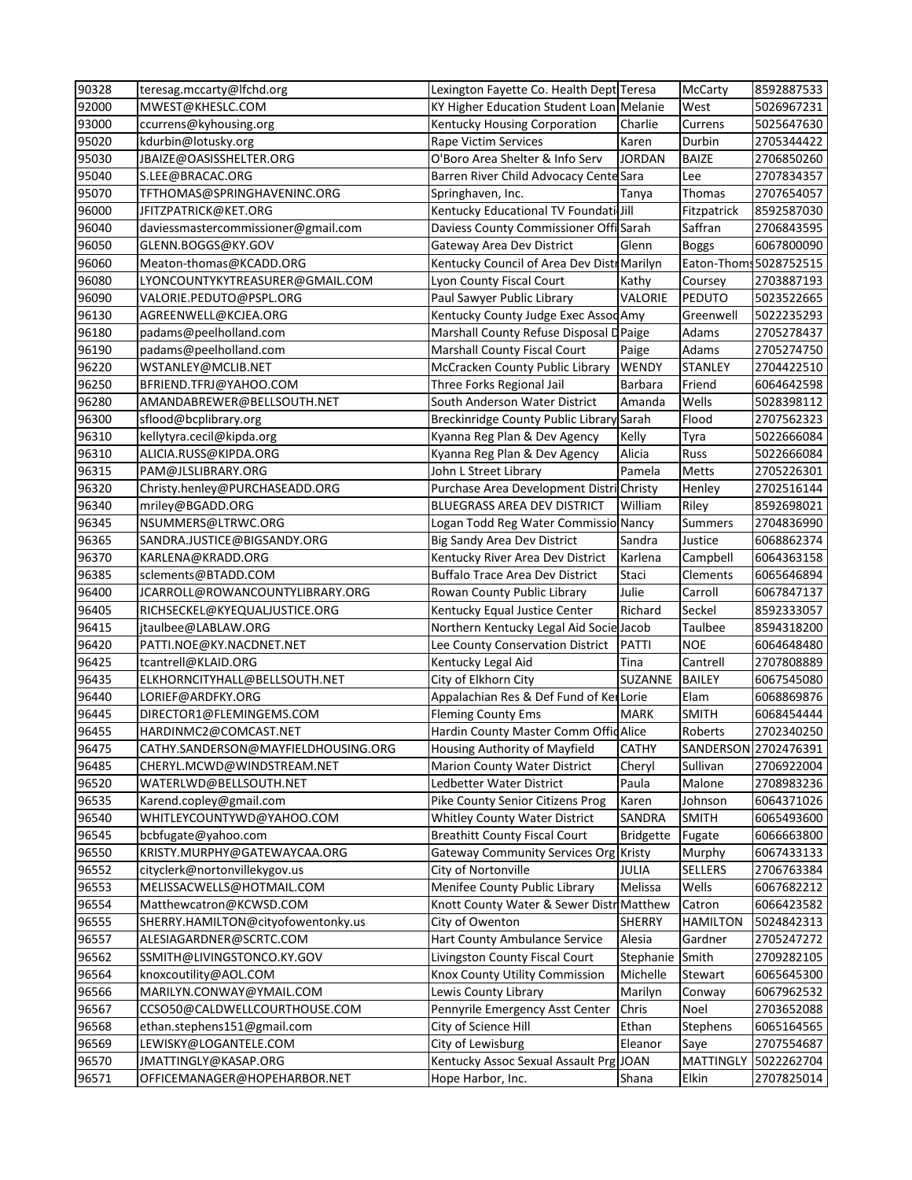| 90328 | teresag.mccarty@lfchd.org | Lexington Fayette Co. Health Dept | Teresa | McCarty | 8592887533 |
|---|---|---|---|---|---|
| 92000 | MWEST@KHESLC.COM | KY Higher Education Student Loan | Melanie | West | 5026967231 |
| 93000 | ccurrens@kyhousing.org | Kentucky Housing Corporation | Charlie | Currens | 5025647630 |
| 95020 | kdurbin@lotusky.org | Rape Victim Services | Karen | Durbin | 2705344422 |
| 95030 | JBAIZE@OASISSHELTER.ORG | O'Boro Area Shelter & Info Serv | JORDAN | BAIZE | 2706850260 |
| 95040 | S.LEE@BRACAC.ORG | Barren River Child Advocacy Cente | Sara | Lee | 2707834357 |
| 95070 | TFTHOMAS@SPRINGHAVENINC.ORG | Springhaven, Inc. | Tanya | Thomas | 2707654057 |
| 96000 | JFITZPATRICK@KET.ORG | Kentucky Educational TV Foundati | Jill | Fitzpatrick | 8592587030 |
| 96040 | daviessmastercommissioner@gmail.com | Daviess County Commissioner Offi | Sarah | Saffran | 2706843595 |
| 96050 | GLENN.BOGGS@KY.GOV | Gateway Area Dev District | Glenn | Boggs | 6067800090 |
| 96060 | Meaton-thomas@KCADD.ORG | Kentucky Council of Area Dev Distr | Marilyn | Eaton-Thom | 5028752515 |
| 96080 | LYONCOUNTYKYTREASURER@GMAIL.COM | Lyon County Fiscal Court | Kathy | Coursey | 2703887193 |
| 96090 | VALORIE.PEDUTO@PSPL.ORG | Paul Sawyer Public Library | VALORIE | PEDUTO | 5023522665 |
| 96130 | AGREENWELL@KCJEA.ORG | Kentucky County Judge Exec Assoc | Amy | Greenwell | 5022235293 |
| 96180 | padams@peelholland.com | Marshall County Refuse Disposal D | Paige | Adams | 2705278437 |
| 96190 | padams@peelholland.com | Marshall County Fiscal Court | Paige | Adams | 2705274750 |
| 96220 | WSTANLEY@MCLIB.NET | McCracken County Public Library | WENDY | STANLEY | 2704422510 |
| 96250 | BFRIEND.TFRJ@YAHOO.COM | Three Forks Regional Jail | Barbara | Friend | 6064642598 |
| 96280 | AMANDABREWER@BELLSOUTH.NET | South Anderson Water District | Amanda | Wells | 5028398112 |
| 96300 | sflood@bcplibrary.org | Breckinridge County Public Library | Sarah | Flood | 2707562323 |
| 96310 | kellytyra.cecil@kipda.org | Kyanna Reg Plan & Dev Agency | Kelly | Tyra | 5022666084 |
| 96310 | ALICIA.RUSS@KIPDA.ORG | Kyanna Reg Plan & Dev Agency | Alicia | Russ | 5022666084 |
| 96315 | PAM@JLSLIBRARY.ORG | John L Street Library | Pamela | Metts | 2705226301 |
| 96320 | Christy.henley@PURCHASEADD.ORG | Purchase Area Development Distri | Christy | Henley | 2702516144 |
| 96340 | mriley@BGADD.ORG | BLUEGRASS AREA DEV DISTRICT | William | Riley | 8592698021 |
| 96345 | NSUMMERS@LTRWC.ORG | Logan Todd Reg Water Commissio | Nancy | Summers | 2704836990 |
| 96365 | SANDRA.JUSTICE@BIGSANDY.ORG | Big Sandy Area Dev District | Sandra | Justice | 6068862374 |
| 96370 | KARLENA@KRADD.ORG | Kentucky River Area Dev District | Karlena | Campbell | 6064363158 |
| 96385 | sclements@BTADD.COM | Buffalo Trace Area Dev District | Staci | Clements | 6065646894 |
| 96400 | JCARROLL@ROWANCOUNTYLIBRARY.ORG | Rowan County Public Library | Julie | Carroll | 6067847137 |
| 96405 | RICHSECKEL@KYEQUALJUSTICE.ORG | Kentucky Equal Justice Center | Richard | Seckel | 8592333057 |
| 96415 | jtaulbee@LABLAW.ORG | Northern Kentucky Legal Aid Socie | Jacob | Taulbee | 8594318200 |
| 96420 | PATTI.NOE@KY.NACDNET.NET | Lee County Conservation District | PATTI | NOE | 6064648480 |
| 96425 | tcantrell@KLAID.ORG | Kentucky Legal Aid | Tina | Cantrell | 2707808889 |
| 96435 | ELKHORNCITYHALL@BELLSOUTH.NET | City of Elkhorn City | SUZANNE | BAILEY | 6067545080 |
| 96440 | LORIEF@ARDFKY.ORG | Appalachian Res & Def Fund of Ke | Lorie | Elam | 6068869876 |
| 96445 | DIRECTOR1@FLEMINGEMS.COM | Fleming County Ems | MARK | SMITH | 6068454444 |
| 96455 | HARDINMC2@COMCAST.NET | Hardin County Master Comm Offic | Alice | Roberts | 2702340250 |
| 96475 | CATHY.SANDERSON@MAYFIELDHOUSING.ORG | Housing Authority of Mayfield | CATHY | SANDERSON | 2702476391 |
| 96485 | CHERYL.MCWD@WINDSTREAM.NET | Marion County Water District | Cheryl | Sullivan | 2706922004 |
| 96520 | WATERLWD@BELLSOUTH.NET | Ledbetter Water District | Paula | Malone | 2708983236 |
| 96535 | Karend.copley@gmail.com | Pike County Senior Citizens Prog | Karen | Johnson | 6064371026 |
| 96540 | WHITLEYCOUNTYWD@YAHOO.COM | Whitley County Water District | SANDRA | SMITH | 6065493600 |
| 96545 | bcbfugate@yahoo.com | Breathitt County Fiscal Court | Bridgette | Fugate | 6066663800 |
| 96550 | KRISTY.MURPHY@GATEWAYCAA.ORG | Gateway Community Services Org | Kristy | Murphy | 6067433133 |
| 96552 | cityclerk@nortonvillekygov.us | City of Nortonville | JULIA | SELLERS | 2706763384 |
| 96553 | MELISSACWELLS@HOTMAIL.COM | Menifee County Public Library | Melissa | Wells | 6067682212 |
| 96554 | Matthewcatron@KCWSD.COM | Knott County Water & Sewer Distr | Matthew | Catron | 6066423582 |
| 96555 | SHERRY.HAMILTON@cityofowentonky.us | City of Owenton | SHERRY | HAMILTON | 5024842313 |
| 96557 | ALESIAGARDNER@SCRTC.COM | Hart County Ambulance Service | Alesia | Gardner | 2705247272 |
| 96562 | SSMITH@LIVINGSTONCO.KY.GOV | Livingston County Fiscal Court | Stephanie | Smith | 2709282105 |
| 96564 | knoxcoutility@AOL.COM | Knox County Utility Commission | Michelle | Stewart | 6065645300 |
| 96566 | MARILYN.CONWAY@YMAIL.COM | Lewis County Library | Marilyn | Conway | 6067962532 |
| 96567 | CCSO50@CALDWELLCOURTHOUSE.COM | Pennyrile Emergency Asst Center | Chris | Noel | 2703652088 |
| 96568 | ethan.stephens151@gmail.com | City of Science Hill | Ethan | Stephens | 6065164565 |
| 96569 | LEWISKY@LOGANTELE.COM | City of Lewisburg | Eleanor | Saye | 2707554687 |
| 96570 | JMATTINGLY@KASAP.ORG | Kentucky Assoc Sexual Assault Prg | JOAN | MATTINGLY | 5022262704 |
| 96571 | OFFICEMANAGER@HOPEHARBOR.NET | Hope Harbor, Inc. | Shana | Elkin | 2707825014 |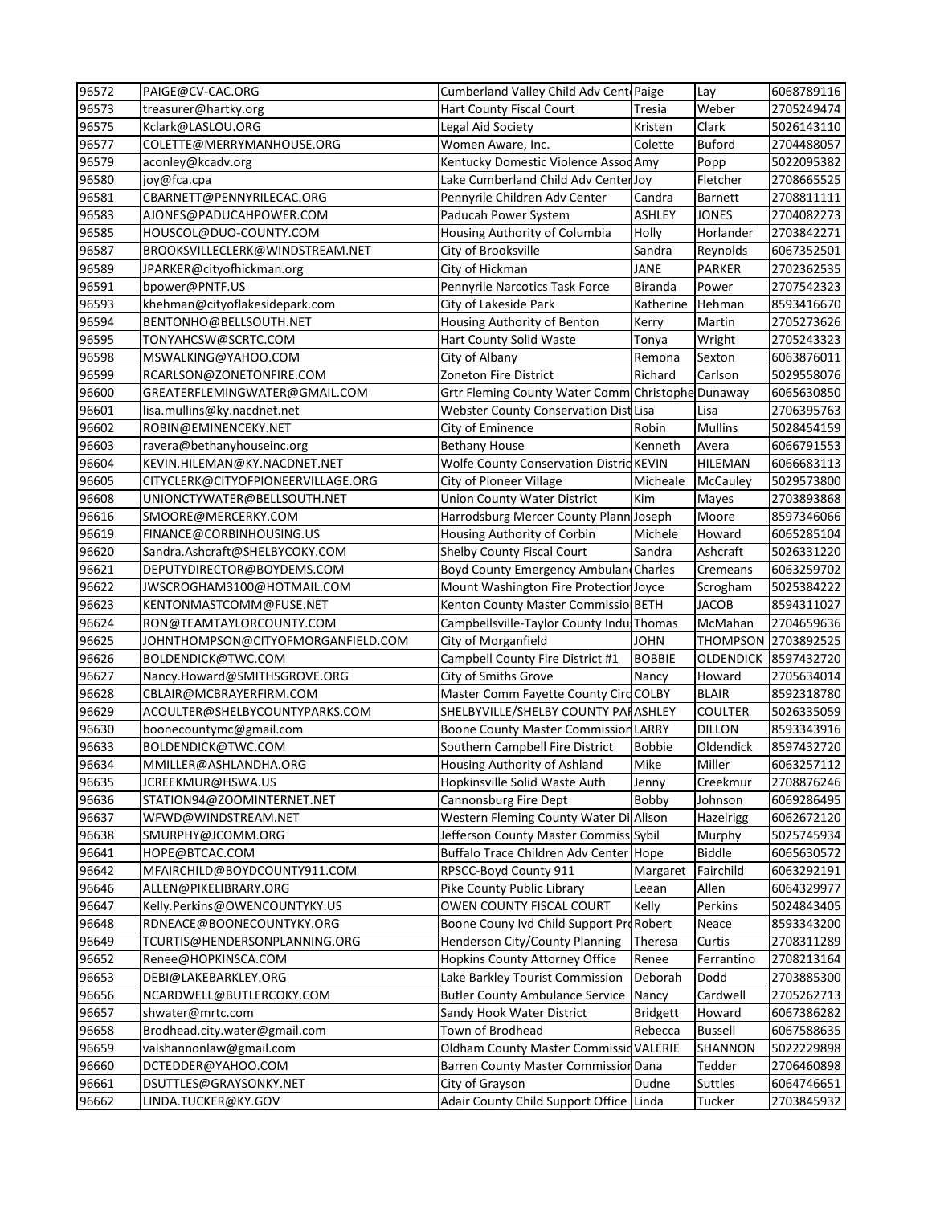| 96572 | PAIGE@CV-CAC.ORG | Cumberland Valley Child Adv Cent | Paige | Lay | 6068789116 |
|---|---|---|---|---|---|
| 96573 | treasurer@hartky.org | Hart County Fiscal Court | Tresia | Weber | 2705249474 |
| 96575 | Kclark@LASLOU.ORG | Legal Aid Society | Kristen | Clark | 5026143110 |
| 96577 | COLETTE@MERRYMANHOUSE.ORG | Women Aware, Inc. | Colette | Buford | 2704488057 |
| 96579 | aconley@kcadv.org | Kentucky Domestic Violence Assoc | Amy | Popp | 5022095382 |
| 96580 | joy@fca.cpa | Lake Cumberland Child Adv Center | Joy | Fletcher | 2708665525 |
| 96581 | CBARNETT@PENNYRILECAC.ORG | Pennyrile Children Adv Center | Candra | Barnett | 2708811111 |
| 96583 | AJONES@PADUCAHPOWER.COM | Paducah Power System | ASHLEY | JONES | 2704082273 |
| 96585 | HOUSCOL@DUO-COUNTY.COM | Housing Authority of Columbia | Holly | Horlander | 2703842271 |
| 96587 | BROOKSVILLECLERK@WINDSTREAM.NET | City of Brooksville | Sandra | Reynolds | 6067352501 |
| 96589 | JPARKER@cityofhickman.org | City of Hickman | JANE | PARKER | 2702362535 |
| 96591 | bpower@PNTF.US | Pennyrile Narcotics Task Force | Biranda | Power | 2707542323 |
| 96593 | khehman@cityoflakesidepark.com | City of Lakeside Park | Katherine | Hehman | 8593416670 |
| 96594 | BENTONHO@BELLSOUTH.NET | Housing Authority of Benton | Kerry | Martin | 2705273626 |
| 96595 | TONYAHCSW@SCRTC.COM | Hart County Solid Waste | Tonya | Wright | 2705243323 |
| 96598 | MSWALKING@YAHOO.COM | City of Albany | Remona | Sexton | 6063876011 |
| 96599 | RCARLSON@ZONETONFIRE.COM | Zoneton Fire District | Richard | Carlson | 5029558076 |
| 96600 | GREATERFLEMINGWATER@GMAIL.COM | Grtr Fleming County Water Comm | Christophe | Dunaway | 6065630850 |
| 96601 | lisa.mullins@ky.nacdnet.net | Webster County Conservation Dist | Lisa | Lisa | 2706395763 |
| 96602 | ROBIN@EMINENCEKY.NET | City of Eminence | Robin | Mullins | 5028454159 |
| 96603 | ravera@bethanyhouseinc.org | Bethany House | Kenneth | Avera | 6066791553 |
| 96604 | KEVIN.HILEMAN@KY.NACDNET.NET | Wolfe County Conservation Distric | KEVIN | HILEMAN | 6066683113 |
| 96605 | CITYCLERK@CITYOFPIONEERVILLAGE.ORG | City of Pioneer Village | Micheale | McCauley | 5029573800 |
| 96608 | UNIONCTYWATER@BELLSOUTH.NET | Union County Water District | Kim | Mayes | 2703893868 |
| 96616 | SMOORE@MERCERKY.COM | Harrodsburg Mercer County Plann | Joseph | Moore | 8597346066 |
| 96619 | FINANCE@CORBINHOUSING.US | Housing Authority of Corbin | Michele | Howard | 6065285104 |
| 96620 | Sandra.Ashcraft@SHELBYCOKY.COM | Shelby County Fiscal Court | Sandra | Ashcraft | 5026331220 |
| 96621 | DEPUTYDIRECTOR@BOYDEMS.COM | Boyd County Emergency Ambulan | Charles | Cremeans | 6063259702 |
| 96622 | JWSCROGHAM3100@HOTMAIL.COM | Mount Washington Fire Protection | Joyce | Scrogham | 5025384222 |
| 96623 | KENTONMASTCOMM@FUSE.NET | Kenton County Master Commissio | BETH | JACOB | 8594311027 |
| 96624 | RON@TEAMTAYLORCOUNTY.COM | Campbellsville-Taylor County Indu | Thomas | McMahan | 2704659636 |
| 96625 | JOHNTHOMPSON@CITYOFMORGANFIELD.COM | City of Morganfield | JOHN | THOMPSON | 2703892525 |
| 96626 | BOLDENDICK@TWC.COM | Campbell County Fire District #1 | BOBBIE | OLDENDICK | 8597432720 |
| 96627 | Nancy.Howard@SMITHSGROVE.ORG | City of Smiths Grove | Nancy | Howard | 2705634014 |
| 96628 | CBLAIR@MCBRAYERFIRM.COM | Master Comm Fayette County Circ | COLBY | BLAIR | 8592318780 |
| 96629 | ACOULTER@SHELBYCOUNTYPARKS.COM | SHELBYVILLE/SHELBY COUNTY PAR | ASHLEY | COULTER | 5026335059 |
| 96630 | boonecountymc@gmail.com | Boone County Master Commission | LARRY | DILLON | 8593343916 |
| 96633 | BOLDENDICK@TWC.COM | Southern Campbell Fire District | Bobbie | Oldendick | 8597432720 |
| 96634 | MMILLER@ASHLANDHA.ORG | Housing Authority of Ashland | Mike | Miller | 6063257112 |
| 96635 | JCREEKMUR@HSWA.US | Hopkinsville Solid Waste Auth | Jenny | Creekmur | 2708876246 |
| 96636 | STATION94@ZOOMINTERNET.NET | Cannonsburg Fire Dept | Bobby | Johnson | 6069286495 |
| 96637 | WFWD@WINDSTREAM.NET | Western Fleming County Water Di | Alison | Hazelrigg | 6062672120 |
| 96638 | SMURPHY@JCOMM.ORG | Jefferson County Master Commiss | Sybil | Murphy | 5025745934 |
| 96641 | HOPE@BTCAC.COM | Buffalo Trace Children Adv Center | Hope | Biddle | 6065630572 |
| 96642 | MFAIRCHILD@BOYDCOUNTY911.COM | RPSCC-Boyd County 911 | Margaret | Fairchild | 6063292191 |
| 96646 | ALLEN@PIKELIBRARY.ORG | Pike County Public Library | Leean | Allen | 6064329977 |
| 96647 | Kelly.Perkins@OWENCOUNTYKY.US | OWEN COUNTY FISCAL COURT | Kelly | Perkins | 5024843405 |
| 96648 | RDNEACE@BOONECOUNTYKY.ORG | Boone Couny Ivd Child Support Pr | Robert | Neace | 8593343200 |
| 96649 | TCURTIS@HENDERSONPLANNING.ORG | Henderson City/County Planning | Theresa | Curtis | 2708311289 |
| 96652 | Renee@HOPKINSCA.COM | Hopkins County Attorney Office | Renee | Ferrantino | 2708213164 |
| 96653 | DEBI@LAKEBARKLEY.ORG | Lake Barkley Tourist Commission | Deborah | Dodd | 2703885300 |
| 96656 | NCARDWELL@BUTLERCOKY.COM | Butler County Ambulance Service | Nancy | Cardwell | 2705262713 |
| 96657 | shwater@mrtc.com | Sandy Hook Water District | Bridgett | Howard | 6067386282 |
| 96658 | Brodhead.city.water@gmail.com | Town of Brodhead | Rebecca | Bussell | 6067588635 |
| 96659 | valshannonlaw@gmail.com | Oldham County Master Commissio | VALERIE | SHANNON | 5022229898 |
| 96660 | DCTEDDER@YAHOO.COM | Barren County Master Commission | Dana | Tedder | 2706460898 |
| 96661 | DSUTTLES@GRAYSONKY.NET | City of Grayson | Dudne | Suttles | 6064746651 |
| 96662 | LINDA.TUCKER@KY.GOV | Adair County Child Support Office | Linda | Tucker | 2703845932 |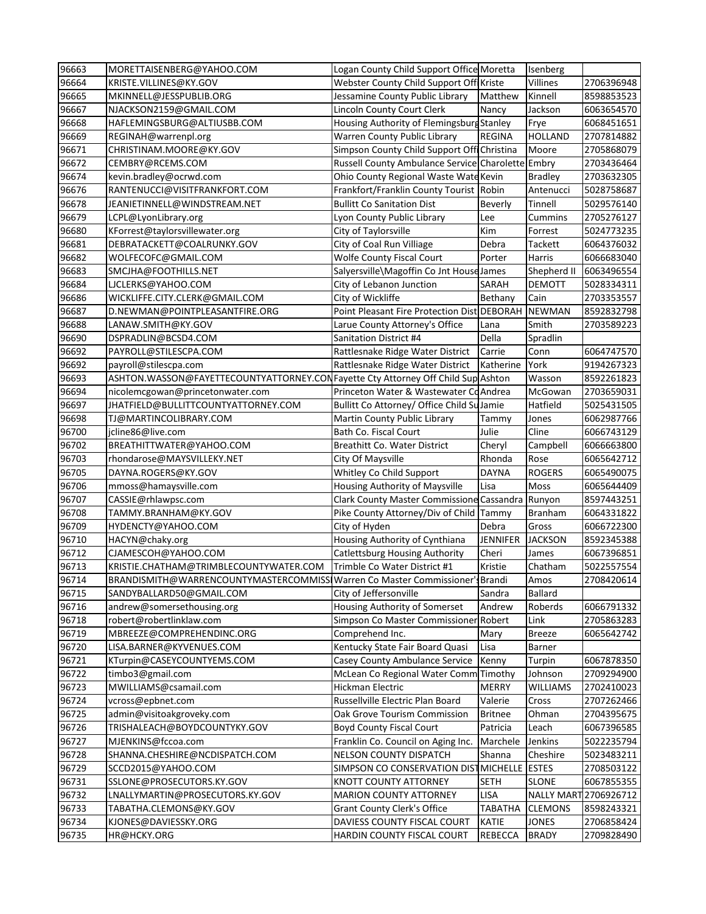| 96663 | MORETTAISENBERG@YAHOO.COM | Logan County Child Support Office | Moretta | Isenberg | |
|---|---|---|---|---|---|
| 96664 | KRISTE.VILLINES@KY.GOV | Webster County Child Support Off | Kriste | Villines | 2706396948 |
| 96665 | MKINNELL@JESSPUBLIB.ORG | Jessamine County Public Library | Matthew | Kinnell | 8598853523 |
| 96667 | NJACKSON2159@GMAIL.COM | Lincoln County Court Clerk | Nancy | Jackson | 6063654570 |
| 96668 | HAFLEMINGSBURG@ALTIUSBB.COM | Housing Authority of Flemingsburg | Stanley | Frye | 6068451651 |
| 96669 | REGINAH@warrenpl.org | Warren County Public Library | REGINA | HOLLAND | 2707814882 |
| 96671 | CHRISTINAM.MOORE@KY.GOV | Simpson County Child Support Off | Christina | Moore | 2705868079 |
| 96672 | CEMBRY@RCEMS.COM | Russell County Ambulance Service | Charolette | Embry | 2703436464 |
| 96674 | kevin.bradley@ocrwd.com | Ohio County Regional Waste Wate | Kevin | Bradley | 2703632305 |
| 96676 | RANTENUCCI@VISITFRANKFORT.COM | Frankfort/Franklin County Tourist | Robin | Antenucci | 5028758687 |
| 96678 | JEANIETINNELL@WINDSTREAM.NET | Bullitt Co Sanitation Dist | Beverly | Tinnell | 5029576140 |
| 96679 | LCPL@LyonLibrary.org | Lyon County Public Library | Lee | Cummins | 2705276127 |
| 96680 | KForrest@taylorsvillewater.org | City of Taylorsville | Kim | Forrest | 5024773235 |
| 96681 | DEBRATACKETT@COALRUNKY.GOV | City of Coal Run Villiage | Debra | Tackett | 6064376032 |
| 96682 | WOLFECOFC@GMAIL.COM | Wolfe County Fiscal Court | Porter | Harris | 6066683040 |
| 96683 | SMCJHA@FOOTHILLS.NET | Salyersville\Magoffin Co Jnt House | James | Shepherd II | 6063496554 |
| 96684 | LJCLERKS@YAHOO.COM | City of Lebanon Junction | SARAH | DEMOTT | 5028334311 |
| 96686 | WICKLIFFE.CITY.CLERK@GMAIL.COM | City of Wickliffe | Bethany | Cain | 2703353557 |
| 96687 | D.NEWMAN@POINTPLEASANTFIRE.ORG | Point Pleasant Fire Protection Dist | DEBORAH | NEWMAN | 8592832798 |
| 96688 | LANAW.SMITH@KY.GOV | Larue County Attorney's Office | Lana | Smith | 2703589223 |
| 96690 | DSPRADLIN@BCSD4.COM | Sanitation District #4 | Della | Spradlin | |
| 96692 | PAYROLL@STILESCPA.COM | Rattlesnake Ridge Water District | Carrie | Conn | 6064747570 |
| 96692 | payroll@stilescpa.com | Rattlesnake Ridge Water District | Katherine | York | 9194267323 |
| 96693 | ASHTON.WASSON@FAYETTECOUNTYATTORNEY.CON | Fayette Cty Attorney Off Child Sup | Ashton | Wasson | 8592261823 |
| 96694 | nicolemcgowan@princetonwater.com | Princeton Water & Wastewater Co | Andrea | McGowan | 2703659031 |
| 96697 | JHATFIELD@BULLITTCOUNTYATTORNEY.COM | Bullitt Co Attorney/ Office Child Su | Jamie | Hatfield | 5025431505 |
| 96698 | TJ@MARTINCOLIBRARY.COM | Martin County Public Library | Tammy | Jones | 6062987766 |
| 96700 | jcline86@live.com | Bath Co. Fiscal Court | Julie | Cline | 6066743129 |
| 96702 | BREATHITTWATER@YAHOO.COM | Breathitt Co. Water District | Cheryl | Campbell | 6066663800 |
| 96703 | rhondarose@MAYSVILLEKY.NET | City Of Maysville | Rhonda | Rose | 6065642712 |
| 96705 | DAYNA.ROGERS@KY.GOV | Whitley Co Child Support | DAYNA | ROGERS | 6065490075 |
| 96706 | mmoss@hamaysville.com | Housing Authority of Maysville | Lisa | Moss | 6065644409 |
| 96707 | CASSIE@rhlawpsc.com | Clark County Master Commissione | Cassandra | Runyon | 8597443251 |
| 96708 | TAMMY.BRANHAM@KY.GOV | Pike County Attorney/Div of Child | Tammy | Branham | 6064331822 |
| 96709 | HYDENCTY@YAHOO.COM | City of Hyden | Debra | Gross | 6066722300 |
| 96710 | HACYN@chaky.org | Housing Authority of Cynthiana | JENNIFER | JACKSON | 8592345388 |
| 96712 | CJAMESCOH@YAHOO.COM | Catlettsburg Housing Authority | Cheri | James | 6067396851 |
| 96713 | KRISTIE.CHATHAM@TRIMBLECOUNTYWATER.COM | Trimble Co Water District #1 | Kristie | Chatham | 5022557554 |
| 96714 | BRANDISMITH@WARRENCOUNTYMASTERCOMMISSI | Warren Co Master Commissioner's | Brandi | Amos | 2708420614 |
| 96715 | SANDYBALLARD50@GMAIL.COM | City of Jeffersonville | Sandra | Ballard | |
| 96716 | andrew@somersethousing.org | Housing Authority of Somerset | Andrew | Roberds | 6066791332 |
| 96718 | robert@robertlinklaw.com | Simpson Co Master Commissioner | Robert | Link | 2705863283 |
| 96719 | MBREEZE@COMPREHENDINC.ORG | Comprehend Inc. | Mary | Breeze | 6065642742 |
| 96720 | LISA.BARNER@KYVENUES.COM | Kentucky State Fair Board Quasi | Lisa | Barner | |
| 96721 | KTurpin@CASEYCOUNTYEMS.COM | Casey County Ambulance Service | Kenny | Turpin | 6067878350 |
| 96722 | timbo3@gmail.com | McLean Co Regional Water Comm | Timothy | Johnson | 2709294900 |
| 96723 | MWILLIAMS@csamail.com | Hickman Electric | MERRY | WILLIAMS | 2702410023 |
| 96724 | vcross@epbnet.com | Russellville Electric Plan Board | Valerie | Cross | 2707262466 |
| 96725 | admin@visitoakgroveky.com | Oak Grove Tourism Commission | Britnee | Ohman | 2704395675 |
| 96726 | TRISHALEACH@BOYDCOUNTYKY.GOV | Boyd County Fiscal Court | Patricia | Leach | 6067396585 |
| 96727 | MJENKINS@fccoa.com | Franklin Co. Council on Aging Inc. | Marchele | Jenkins | 5022235794 |
| 96728 | SHANNA.CHESHIRE@NCDISPATCH.COM | NELSON COUNTY DISPATCH | Shanna | Cheshire | 5023483211 |
| 96729 | SCCD2015@YAHOO.COM | SIMPSON CO CONSERVATION DIST | MICHELLE | ESTES | 2708503122 |
| 96731 | SSLONE@PROSECUTORS.KY.GOV | KNOTT COUNTY ATTORNEY | SETH | SLONE | 6067855355 |
| 96732 | LNALLYMARTIN@PROSECUTORS.KY.GOV | MARION COUNTY ATTORNEY | LISA | NALLY MART | 2706926712 |
| 96733 | TABATHA.CLEMONS@KY.GOV | Grant County Clerk's Office | TABATHA | CLEMONS | 8598243321 |
| 96734 | KJONES@DAVIESSKY.ORG | DAVIESS COUNTY FISCAL COURT | KATIE | JONES | 2706858424 |
| 96735 | HR@HCKY.ORG | HARDIN COUNTY FISCAL COURT | REBECCA | BRADY | 2709828490 |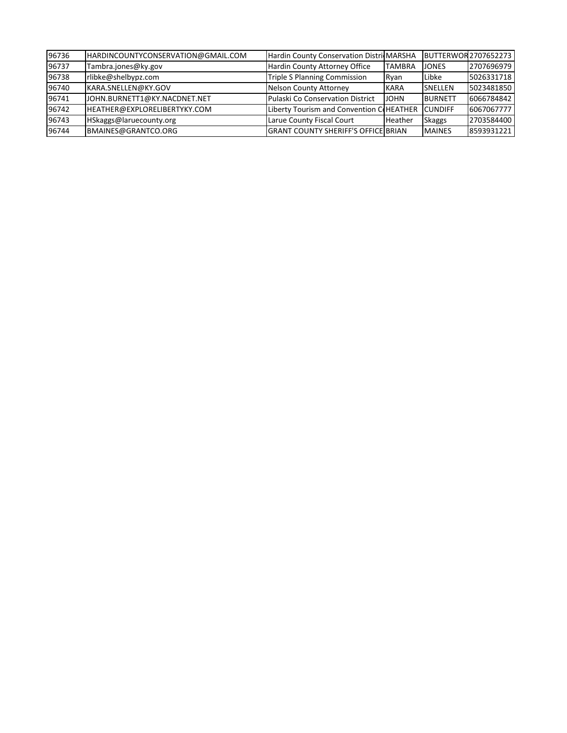| | | | | | |
|---|---|---|---|---|---|
| 96736 | HARDINCOUNTYCONSERVATION@GMAIL.COM | Hardin County Conservation Distri | MARSHA | BUTTERWOR | 2707652273 |
| 96737 | Tambra.jones@ky.gov | Hardin County Attorney Office | TAMBRA | JONES | 2707696979 |
| 96738 | rlibke@shelbypz.com | Triple S Planning Commission | Ryan | Libke | 5026331718 |
| 96740 | KARA.SNELLEN@KY.GOV | Nelson County Attorney | KARA | SNELLEN | 5023481850 |
| 96741 | JOHN.BURNETT1@KY.NACDNET.NET | Pulaski Co Conservation District | JOHN | BURNETT | 6066784842 |
| 96742 | HEATHER@EXPLORELIBERTYKY.COM | Liberty Tourism and Convention C | HEATHER | CUNDIFF | 6067067777 |
| 96743 | HSkaggs@laruecounty.org | Larue County Fiscal Court | Heather | Skaggs | 2703584400 |
| 96744 | BMAINES@GRANTCO.ORG | GRANT COUNTY SHERIFF'S OFFICE | BRIAN | MAINES | 8593931221 |